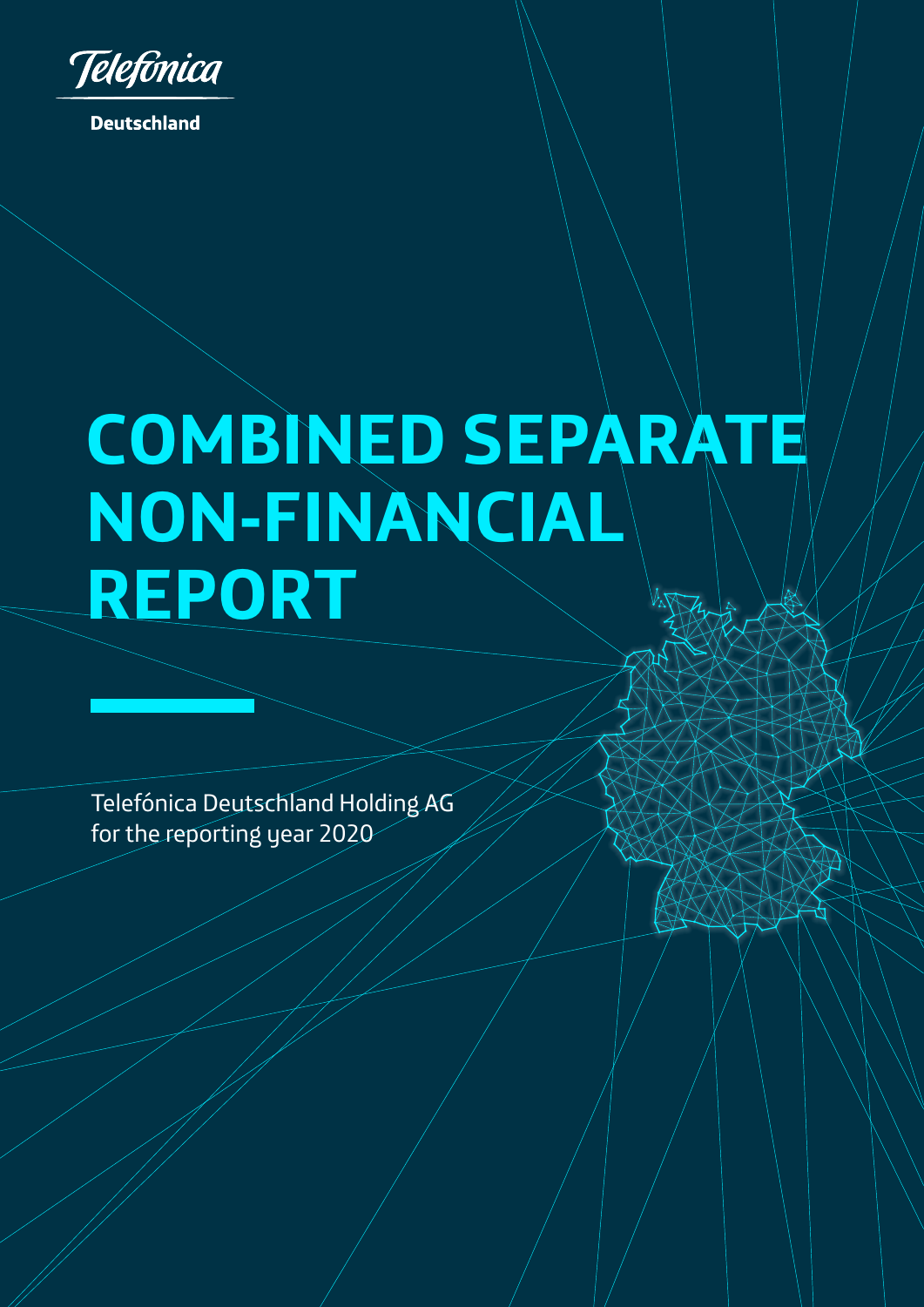Telefónica

Deutschland

# COMBINED SEPARATE NON-FINANCIAL REPORT

Telefónica Deutschland Holding AG
for the reporting year 2020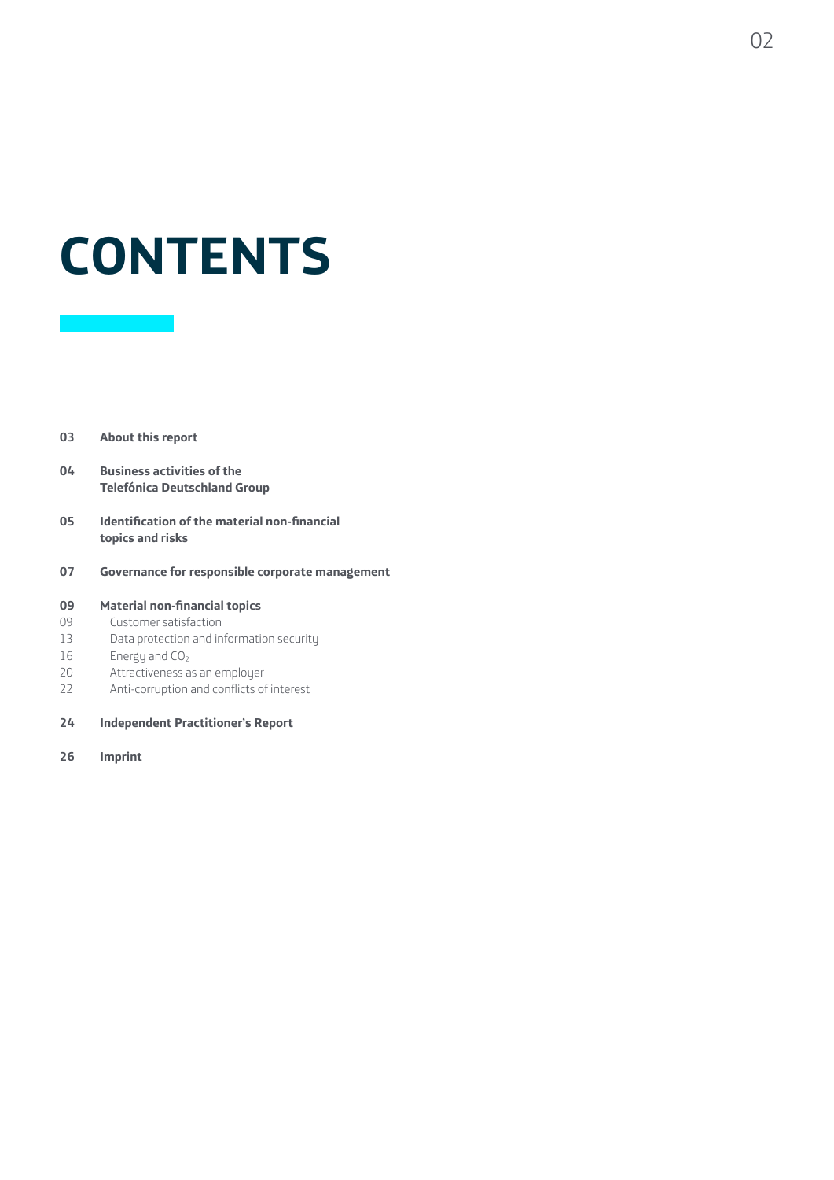# CONTENTS

**03** **About this report**

**04** **Business activities of the Telefónica Deutschland Group**

**05** **Identification of the material non-financial topics and risks**

**07** **Governance for responsible corporate management**

**09** **Material non-financial topics**

- 09 Customer satisfaction
- 13 Data protection and information security
- 16 Energy and $CO_2$
- 20 Attractiveness as an employer
- 22 Anti-corruption and conflicts of interest

**24** **Independent Practitioner's Report**

**26** **Imprint**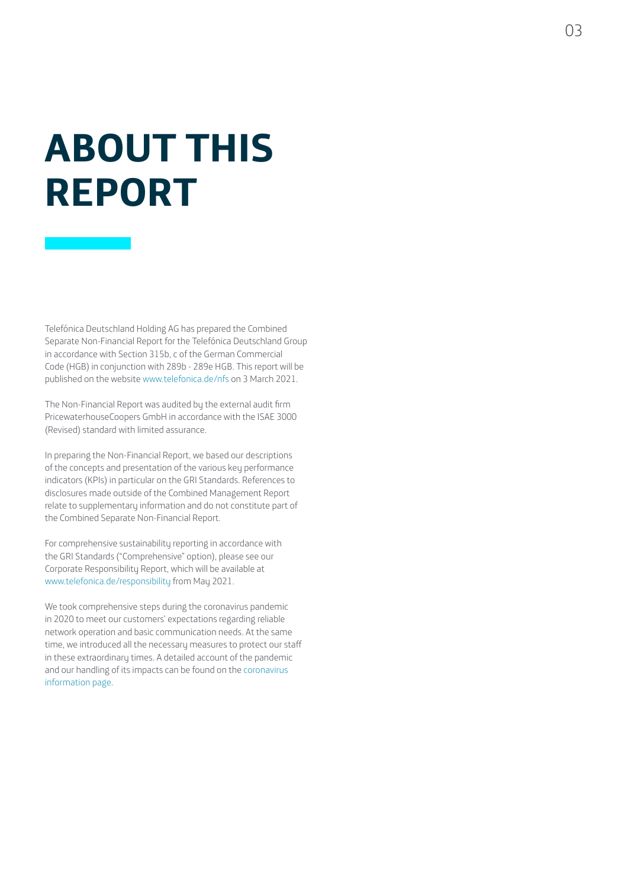# ABOUT THIS REPORT

Telefónica Deutschland Holding AG has prepared the Combined Separate Non-Financial Report for the Telefónica Deutschland Group in accordance with Section 315b, c of the German Commercial Code (HGB) in conjunction with 289b - 289e HGB. This report will be published on the website www.telefonica.de/nfs on 3 March 2021.

The Non-Financial Report was audited by the external audit firm PricewaterhouseCoopers GmbH in accordance with the ISAE 3000 (Revised) standard with limited assurance.

In preparing the Non-Financial Report, we based our descriptions of the concepts and presentation of the various key performance indicators (KPIs) in particular on the GRI Standards. References to disclosures made outside of the Combined Management Report relate to supplementary information and do not constitute part of the Combined Separate Non-Financial Report.

For comprehensive sustainability reporting in accordance with the GRI Standards ("Comprehensive" option), please see our Corporate Responsibility Report, which will be available at www.telefonica.de/responsibility from May 2021.

We took comprehensive steps during the coronavirus pandemic in 2020 to meet our customers' expectations regarding reliable network operation and basic communication needs. At the same time, we introduced all the necessary measures to protect our staff in these extraordinary times. A detailed account of the pandemic and our handling of its impacts can be found on the coronavirus information page.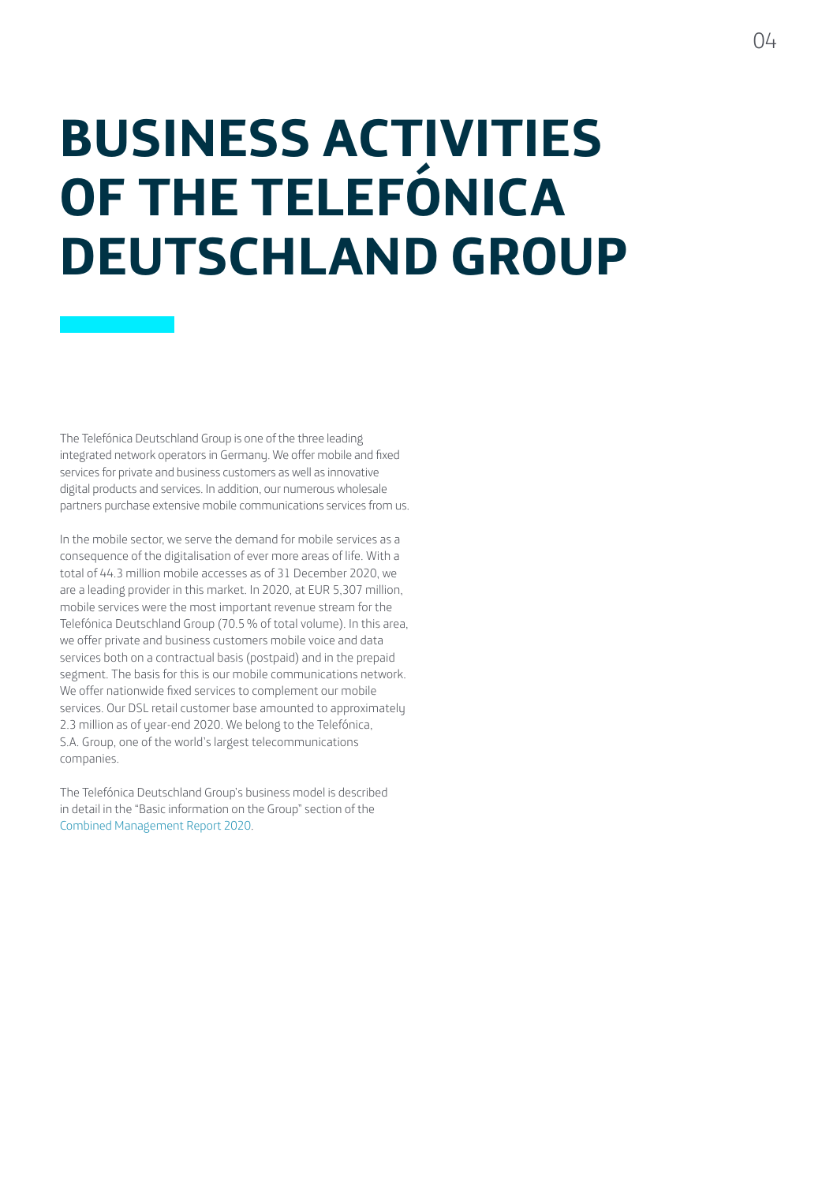# BUSINESS ACTIVITIES OF THE TELEFÓNICA DEUTSCHLAND GROUP

The Telefónica Deutschland Group is one of the three leading integrated network operators in Germany. We offer mobile and fixed services for private and business customers as well as innovative digital products and services. In addition, our numerous wholesale partners purchase extensive mobile communications services from us.

In the mobile sector, we serve the demand for mobile services as a consequence of the digitalisation of ever more areas of life. With a total of 44.3 million mobile accesses as of 31 December 2020, we are a leading provider in this market. In 2020, at EUR 5,307 million, mobile services were the most important revenue stream for the Telefónica Deutschland Group (70.5 % of total volume). In this area, we offer private and business customers mobile voice and data services both on a contractual basis (postpaid) and in the prepaid segment. The basis for this is our mobile communications network. We offer nationwide fixed services to complement our mobile services. Our DSL retail customer base amounted to approximately 2.3 million as of year-end 2020. We belong to the Telefónica, S.A. Group, one of the world's largest telecommunications companies.

The Telefónica Deutschland Group's business model is described in detail in the "Basic information on the Group" section of the Combined Management Report 2020.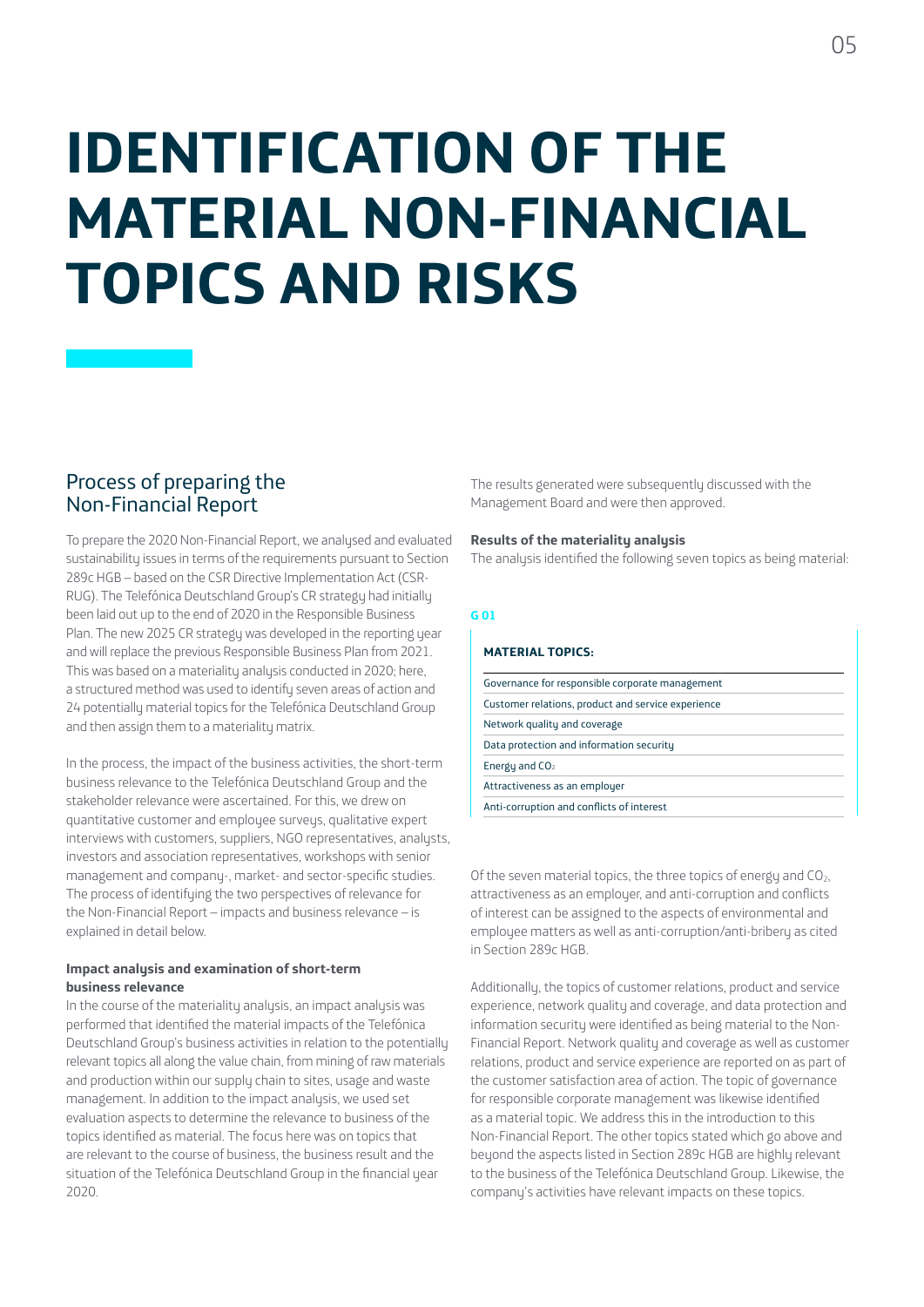# IDENTIFICATION OF THE MATERIAL NON-FINANCIAL TOPICS AND RISKS

## Process of preparing the Non-Financial Report

To prepare the 2020 Non-Financial Report, we analysed and evaluated sustainability issues in terms of the requirements pursuant to Section 289c HGB – based on the CSR Directive Implementation Act (CSR-RUG). The Telefónica Deutschland Group's CR strategy had initially been laid out up to the end of 2020 in the Responsible Business Plan. The new 2025 CR strategy was developed in the reporting year and will replace the previous Responsible Business Plan from 2021. This was based on a materiality analysis conducted in 2020; here, a structured method was used to identify seven areas of action and 24 potentially material topics for the Telefónica Deutschland Group and then assign them to a materiality matrix.

In the process, the impact of the business activities, the short-term business relevance to the Telefónica Deutschland Group and the stakeholder relevance were ascertained. For this, we drew on quantitative customer and employee surveys, qualitative expert interviews with customers, suppliers, NGO representatives, analysts, investors and association representatives, workshops with senior management and company-, market- and sector-specific studies. The process of identifying the two perspectives of relevance for the Non-Financial Report – impacts and business relevance – is explained in detail below.

**Impact analysis and examination of short-term business relevance**

In the course of the materiality analysis, an impact analysis was performed that identified the material impacts of the Telefónica Deutschland Group's business activities in relation to the potentially relevant topics all along the value chain, from mining of raw materials and production within our supply chain to sites, usage and waste management. In addition to the impact analysis, we used set evaluation aspects to determine the relevance to business of the topics identified as material. The focus here was on topics that are relevant to the course of business, the business result and the situation of the Telefónica Deutschland Group in the financial year 2020.

The results generated were subsequently discussed with the Management Board and were then approved.

**Results of the materiality analysis**

The analysis identified the following seven topics as being material:

**G 01**

| **MATERIAL TOPICS:** |
|---|
| Governance for responsible corporate management |
| Customer relations, product and service experience |
| Network quality and coverage |
| Data protection and information security |
| Energy and $CO_2$ |
| Attractiveness as an employer |
| Anti-corruption and conflicts of interest |

Of the seven material topics, the three topics of energy and $CO_2$, attractiveness as an employer, and anti-corruption and conflicts of interest can be assigned to the aspects of environmental and employee matters as well as anti-corruption/anti-bribery as cited in Section 289c HGB.

Additionally, the topics of customer relations, product and service experience, network quality and coverage, and data protection and information security were identified as being material to the Non-Financial Report. Network quality and coverage as well as customer relations, product and service experience are reported on as part of the customer satisfaction area of action. The topic of governance for responsible corporate management was likewise identified as a material topic. We address this in the introduction to this Non-Financial Report. The other topics stated which go above and beyond the aspects listed in Section 289c HGB are highly relevant to the business of the Telefónica Deutschland Group. Likewise, the company's activities have relevant impacts on these topics.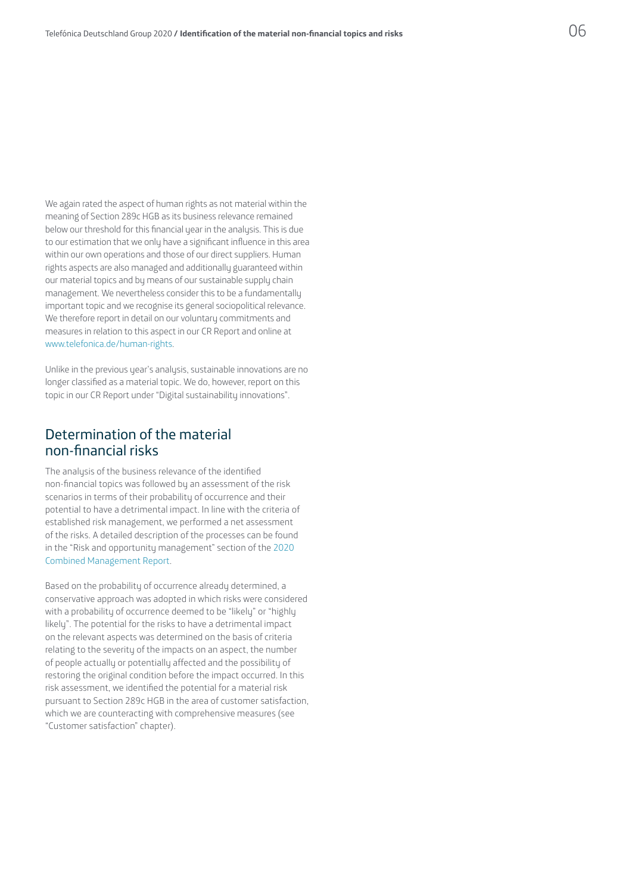We again rated the aspect of human rights as not material within the meaning of Section 289c HGB as its business relevance remained below our threshold for this financial year in the analysis. This is due to our estimation that we only have a significant influence in this area within our own operations and those of our direct suppliers. Human rights aspects are also managed and additionally guaranteed within our material topics and by means of our sustainable supply chain management. We nevertheless consider this to be a fundamentally important topic and we recognise its general sociopolitical relevance. We therefore report in detail on our voluntary commitments and measures in relation to this aspect in our CR Report and online at www.telefonica.de/human-rights.

Unlike in the previous year's analysis, sustainable innovations are no longer classified as a material topic. We do, however, report on this topic in our CR Report under "Digital sustainability innovations".

## Determination of the material non-financial risks

The analysis of the business relevance of the identified non-financial topics was followed by an assessment of the risk scenarios in terms of their probability of occurrence and their potential to have a detrimental impact. In line with the criteria of established risk management, we performed a net assessment of the risks. A detailed description of the processes can be found in the "Risk and opportunity management" section of the 2020 Combined Management Report.

Based on the probability of occurrence already determined, a conservative approach was adopted in which risks were considered with a probability of occurrence deemed to be "likely" or "highly likely". The potential for the risks to have a detrimental impact on the relevant aspects was determined on the basis of criteria relating to the severity of the impacts on an aspect, the number of people actually or potentially affected and the possibility of restoring the original condition before the impact occurred. In this risk assessment, we identified the potential for a material risk pursuant to Section 289c HGB in the area of customer satisfaction, which we are counteracting with comprehensive measures (see "Customer satisfaction" chapter).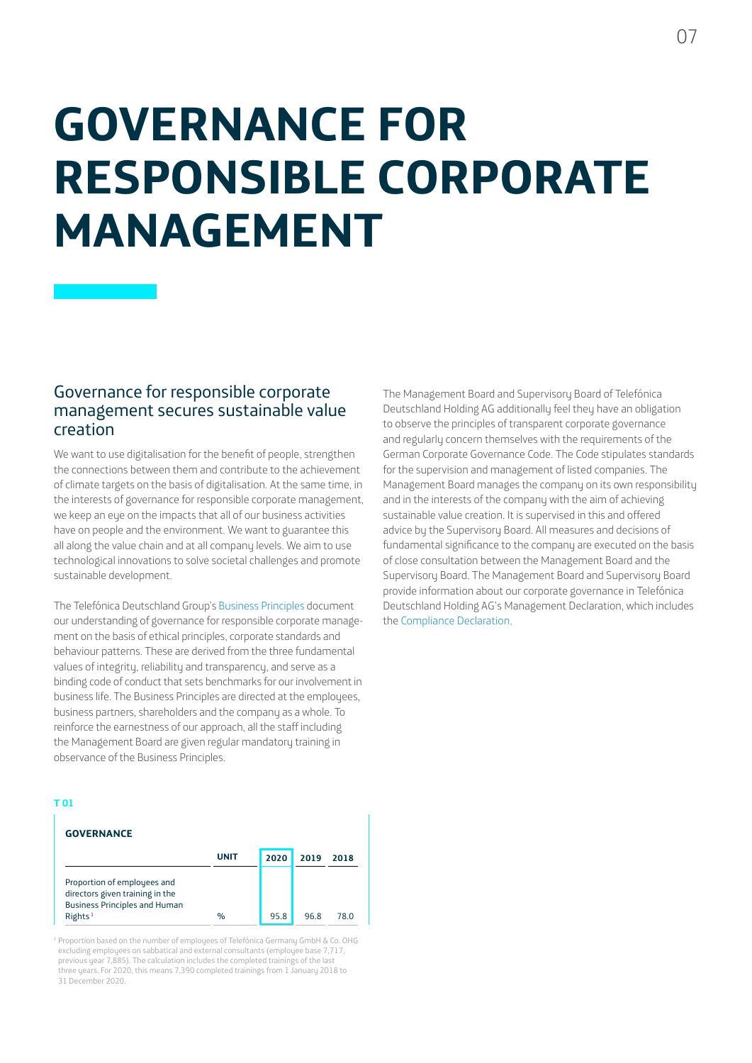# GOVERNANCE FOR RESPONSIBLE CORPORATE MANAGEMENT

## Governance for responsible corporate management secures sustainable value creation

We want to use digitalisation for the benefit of people, strengthen the connections between them and contribute to the achievement of climate targets on the basis of digitalisation. At the same time, in the interests of governance for responsible corporate management, we keep an eye on the impacts that all of our business activities have on people and the environment. We want to guarantee this all along the value chain and at all company levels. We aim to use technological innovations to solve societal challenges and promote sustainable development.

The Telefónica Deutschland Group's Business Principles document our understanding of governance for responsible corporate management on the basis of ethical principles, corporate standards and behaviour patterns. These are derived from the three fundamental values of integrity, reliability and transparency, and serve as a binding code of conduct that sets benchmarks for our involvement in business life. The Business Principles are directed at the employees, business partners, shareholders and the company as a whole. To reinforce the earnestness of our approach, all the staff including the Management Board are given regular mandatory training in observance of the Business Principles.

The Management Board and Supervisory Board of Telefónica Deutschland Holding AG additionally feel they have an obligation to observe the principles of transparent corporate governance and regularly concern themselves with the requirements of the German Corporate Governance Code. The Code stipulates standards for the supervision and management of listed companies. The Management Board manages the company on its own responsibility and in the interests of the company with the aim of achieving sustainable value creation. It is supervised in this and offered advice by the Supervisory Board. All measures and decisions of fundamental significance to the company are executed on the basis of close consultation between the Management Board and the Supervisory Board. The Management Board and Supervisory Board provide information about our corporate governance in Telefónica Deutschland Holding AG's Management Declaration, which includes the Compliance Declaration.

**T 01**

**GOVERNANCE**

| | UNIT | 2020 | 2019 | 2018 |
|---|---|---|---|---|
| Proportion of employees and directors given training in the Business Principles and Human Rights [1] | % | 95.8 | 96.8 | 78.0 |

[1] Proportion based on the number of employees of Telefónica Germany GmbH & Co. OHG excluding employees on sabbatical and external consultants (employee base 7,717, previous year 7,885). The calculation includes the completed trainings of the last three years. For 2020, this means 7,390 completed trainings from 1 January 2018 to 31 December 2020.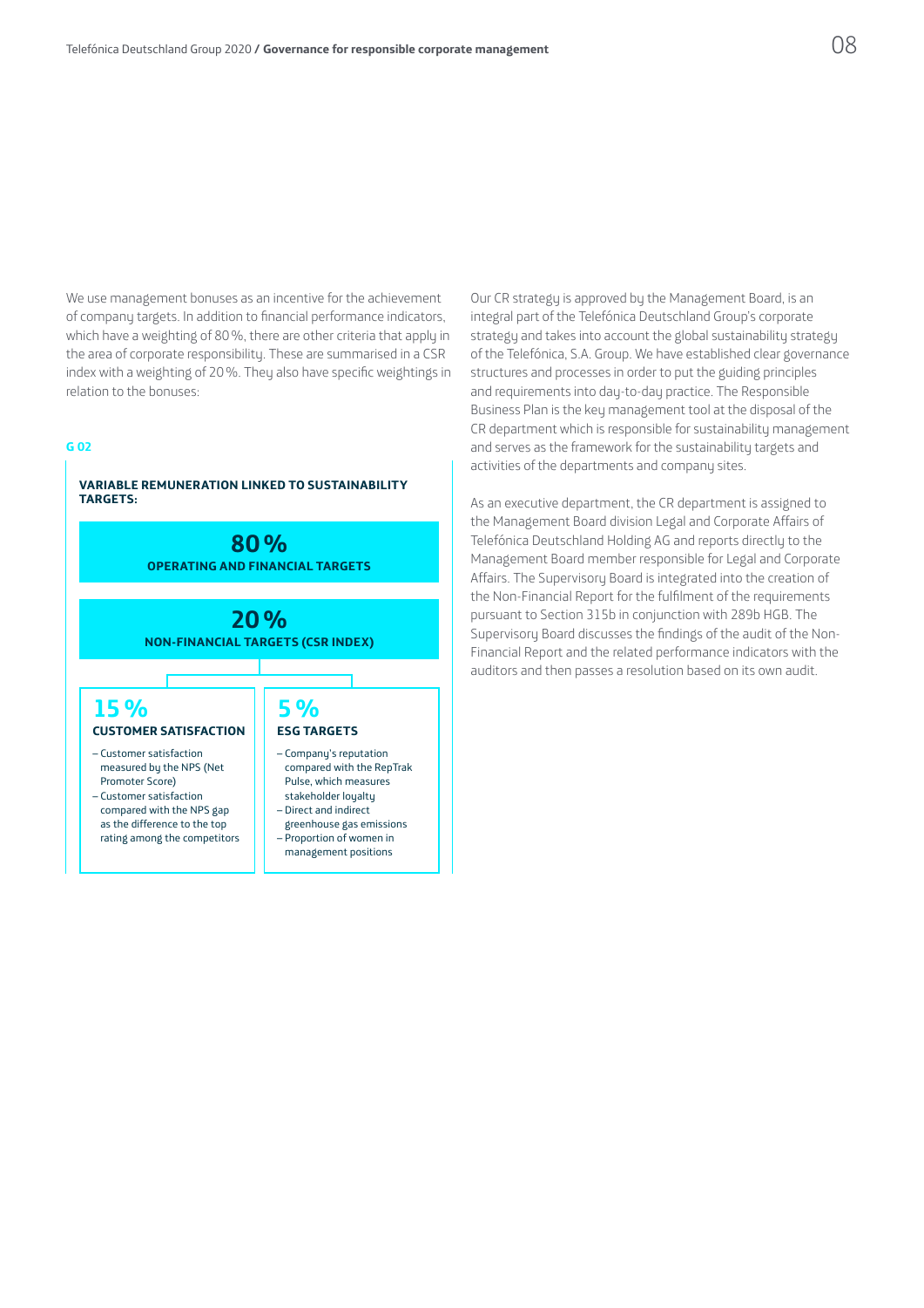We use management bonuses as an incentive for the achievement of company targets. In addition to financial performance indicators, which have a weighting of 80 %, there are other criteria that apply in the area of corporate responsibility. These are summarised in a CSR index with a weighting of 20 %. They also have specific weightings in relation to the bonuses:

**G 02**

**VARIABLE REMUNERATION LINKED TO SUSTAINABILITY TARGETS:**

**80 %**
**OPERATING AND FINANCIAL TARGETS**

**20 %**
**NON-FINANCIAL TARGETS (CSR INDEX)**

**15 %**
**CUSTOMER SATISFACTION**

- Customer satisfaction measured by the NPS (Net Promoter Score)
- Customer satisfaction compared with the NPS gap as the difference to the top rating among the competitors

**5 %**
**ESG TARGETS**

- Company's reputation compared with the RepTrak Pulse, which measures stakeholder loyalty
- Direct and indirect greenhouse gas emissions
- Proportion of women in management positions

Our CR strategy is approved by the Management Board, is an integral part of the Telefónica Deutschland Group's corporate strategy and takes into account the global sustainability strategy of the Telefónica, S.A. Group. We have established clear governance structures and processes in order to put the guiding principles and requirements into day-to-day practice. The Responsible Business Plan is the key management tool at the disposal of the CR department which is responsible for sustainability management and serves as the framework for the sustainability targets and activities of the departments and company sites.

As an executive department, the CR department is assigned to the Management Board division Legal and Corporate Affairs of Telefónica Deutschland Holding AG and reports directly to the Management Board member responsible for Legal and Corporate Affairs. The Supervisory Board is integrated into the creation of the Non-Financial Report for the fulfilment of the requirements pursuant to Section 315b in conjunction with 289b HGB. The Supervisory Board discusses the findings of the audit of the Non-Financial Report and the related performance indicators with the auditors and then passes a resolution based on its own audit.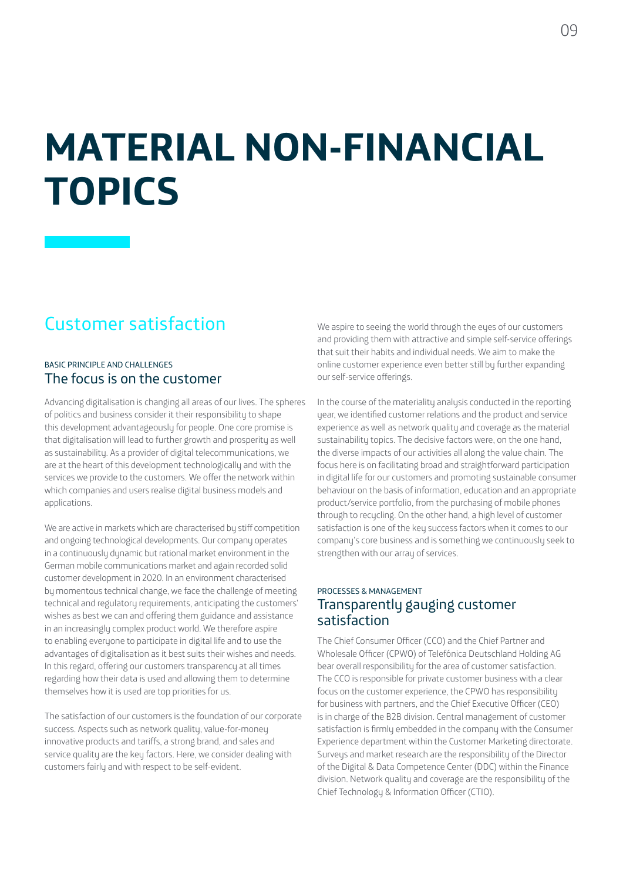# MATERIAL NON-FINANCIAL TOPICS

## Customer satisfaction

BASIC PRINCIPLE AND CHALLENGES

### The focus is on the customer

Advancing digitalisation is changing all areas of our lives. The spheres of politics and business consider it their responsibility to shape this development advantageously for people. One core promise is that digitalisation will lead to further growth and prosperity as well as sustainability. As a provider of digital telecommunications, we are at the heart of this development technologically and with the services we provide to the customers. We offer the network within which companies and users realise digital business models and applications.

We are active in markets which are characterised by stiff competition and ongoing technological developments. Our company operates in a continuously dynamic but rational market environment in the German mobile communications market and again recorded solid customer development in 2020. In an environment characterised by momentous technical change, we face the challenge of meeting technical and regulatory requirements, anticipating the customers' wishes as best we can and offering them guidance and assistance in an increasingly complex product world. We therefore aspire to enabling everyone to participate in digital life and to use the advantages of digitalisation as it best suits their wishes and needs. In this regard, offering our customers transparency at all times regarding how their data is used and allowing them to determine themselves how it is used are top priorities for us.

The satisfaction of our customers is the foundation of our corporate success. Aspects such as network quality, value-for-money innovative products and tariffs, a strong brand, and sales and service quality are the key factors. Here, we consider dealing with customers fairly and with respect to be self-evident.

We aspire to seeing the world through the eyes of our customers and providing them with attractive and simple self-service offerings that suit their habits and individual needs. We aim to make the online customer experience even better still by further expanding our self-service offerings.

In the course of the materiality analysis conducted in the reporting year, we identified customer relations and the product and service experience as well as network quality and coverage as the material sustainability topics. The decisive factors were, on the one hand, the diverse impacts of our activities all along the value chain. The focus here is on facilitating broad and straightforward participation in digital life for our customers and promoting sustainable consumer behaviour on the basis of information, education and an appropriate product/service portfolio, from the purchasing of mobile phones through to recycling. On the other hand, a high level of customer satisfaction is one of the key success factors when it comes to our company's core business and is something we continuously seek to strengthen with our array of services.

PROCESSES & MANAGEMENT

### Transparently gauging customer satisfaction

The Chief Consumer Officer (CCO) and the Chief Partner and Wholesale Officer (CPWO) of Telefónica Deutschland Holding AG bear overall responsibility for the area of customer satisfaction. The CCO is responsible for private customer business with a clear focus on the customer experience, the CPWO has responsibility for business with partners, and the Chief Executive Officer (CEO) is in charge of the B2B division. Central management of customer satisfaction is firmly embedded in the company with the Consumer Experience department within the Customer Marketing directorate. Surveys and market research are the responsibility of the Director of the Digital & Data Competence Center (DDC) within the Finance division. Network quality and coverage are the responsibility of the Chief Technology & Information Officer (CTIO).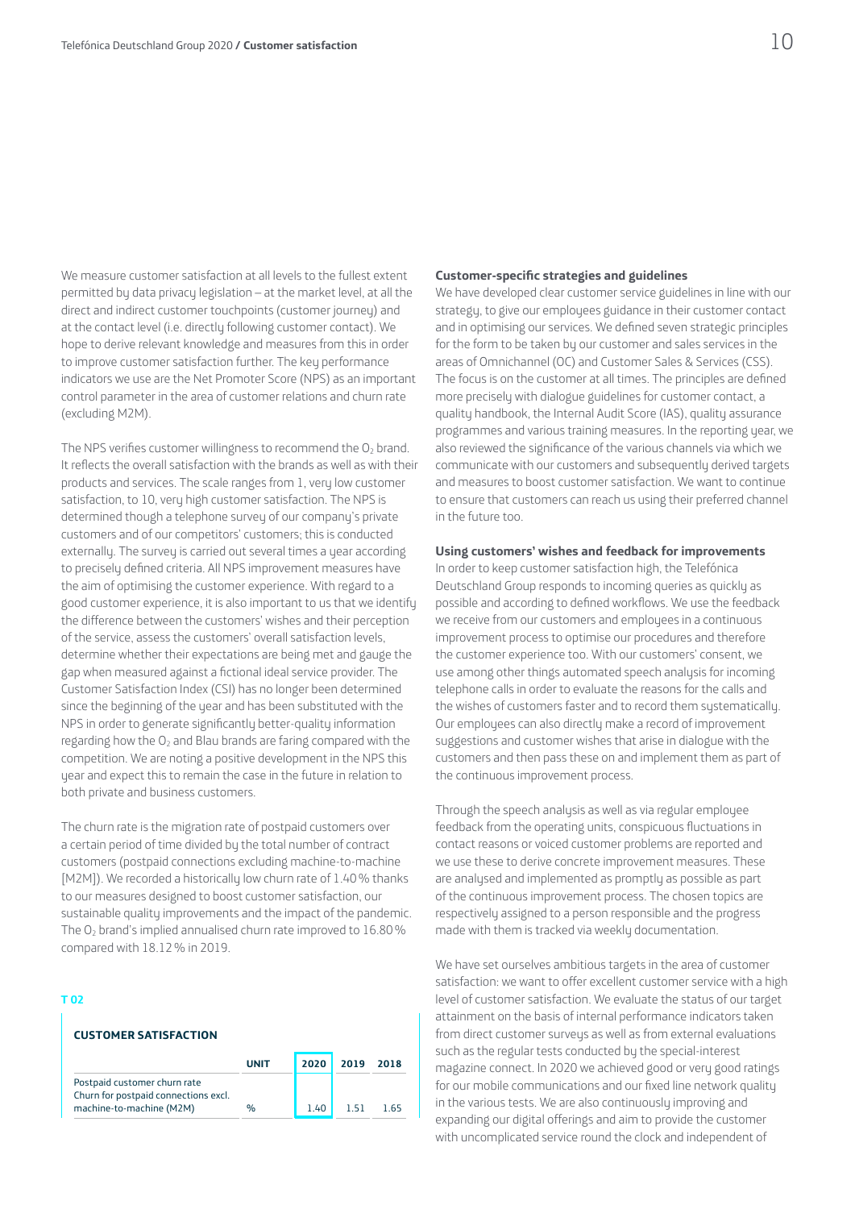We measure customer satisfaction at all levels to the fullest extent permitted by data privacy legislation – at the market level, at all the direct and indirect customer touchpoints (customer journey) and at the contact level (i.e. directly following customer contact). We hope to derive relevant knowledge and measures from this in order to improve customer satisfaction further. The key performance indicators we use are the Net Promoter Score (NPS) as an important control parameter in the area of customer relations and churn rate (excluding M2M).

The NPS verifies customer willingness to recommend the $O_2$ brand. It reflects the overall satisfaction with the brands as well as with their products and services. The scale ranges from 1, very low customer satisfaction, to 10, very high customer satisfaction. The NPS is determined though a telephone survey of our company's private customers and of our competitors' customers; this is conducted externally. The survey is carried out several times a year according to precisely defined criteria. All NPS improvement measures have the aim of optimising the customer experience. With regard to a good customer experience, it is also important to us that we identify the difference between the customers' wishes and their perception of the service, assess the customers' overall satisfaction levels, determine whether their expectations are being met and gauge the gap when measured against a fictional ideal service provider. The Customer Satisfaction Index (CSI) has no longer been determined since the beginning of the year and has been substituted with the NPS in order to generate significantly better-quality information regarding how the $O_2$ and Blau brands are faring compared with the competition. We are noting a positive development in the NPS this year and expect this to remain the case in the future in relation to both private and business customers.

The churn rate is the migration rate of postpaid customers over a certain period of time divided by the total number of contract customers (postpaid connections excluding machine-to-machine [M2M]). We recorded a historically low churn rate of 1.40 % thanks to our measures designed to boost customer satisfaction, our sustainable quality improvements and the impact of the pandemic. The $O_2$ brand's implied annualised churn rate improved to 16.80 % compared with 18.12 % in 2019.

**T 02**

**CUSTOMER SATISFACTION**

| | UNIT | 2020 | 2019 | 2018 |
|---|---|---|---|---|
| Postpaid customer churn rate<br>Churn for postpaid connections excl. machine-to-machine (M2M) | % | 1.40 | 1.51 | 1.65 |

### Customer-specific strategies and guidelines

We have developed clear customer service guidelines in line with our strategy, to give our employees guidance in their customer contact and in optimising our services. We defined seven strategic principles for the form to be taken by our customer and sales services in the areas of Omnichannel (OC) and Customer Sales & Services (CSS). The focus is on the customer at all times. The principles are defined more precisely with dialogue guidelines for customer contact, a quality handbook, the Internal Audit Score (IAS), quality assurance programmes and various training measures. In the reporting year, we also reviewed the significance of the various channels via which we communicate with our customers and subsequently derived targets and measures to boost customer satisfaction. We want to continue to ensure that customers can reach us using their preferred channel in the future too.

### Using customers' wishes and feedback for improvements

In order to keep customer satisfaction high, the Telefónica Deutschland Group responds to incoming queries as quickly as possible and according to defined workflows. We use the feedback we receive from our customers and employees in a continuous improvement process to optimise our procedures and therefore the customer experience too. With our customers' consent, we use among other things automated speech analysis for incoming telephone calls in order to evaluate the reasons for the calls and the wishes of customers faster and to record them systematically. Our employees can also directly make a record of improvement suggestions and customer wishes that arise in dialogue with the customers and then pass these on and implement them as part of the continuous improvement process.

Through the speech analysis as well as via regular employee feedback from the operating units, conspicuous fluctuations in contact reasons or voiced customer problems are reported and we use these to derive concrete improvement measures. These are analysed and implemented as promptly as possible as part of the continuous improvement process. The chosen topics are respectively assigned to a person responsible and the progress made with them is tracked via weekly documentation.

We have set ourselves ambitious targets in the area of customer satisfaction: we want to offer excellent customer service with a high level of customer satisfaction. We evaluate the status of our target attainment on the basis of internal performance indicators taken from direct customer surveys as well as from external evaluations such as the regular tests conducted by the special-interest magazine connect. In 2020 we achieved good or very good ratings for our mobile communications and our fixed line network quality in the various tests. We are also continuously improving and expanding our digital offerings and aim to provide the customer with uncomplicated service round the clock and independent of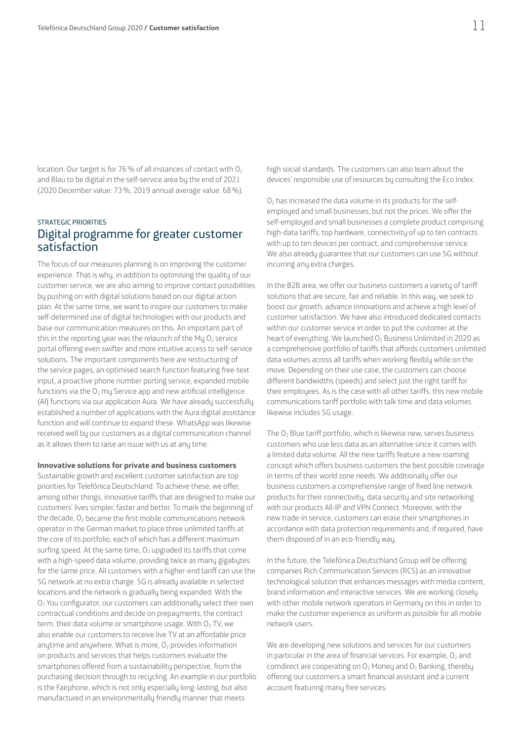location. Our target is for 76 % of all instances of contact with $O_2$ and Blau to be digital in the self-service area by the end of 2021 (2020 December value: 73 %, 2019 annual average value: 68 %).

STRATEGIC PRIORITIES

## Digital programme for greater customer satisfaction

The focus of our measures planning is on improving the customer experience. That is why, in addition to optimising the quality of our customer service, we are also aiming to improve contact possibilities by pushing on with digital solutions based on our digital action plan. At the same time, we want to inspire our customers to make self-determined use of digital technologies with our products and base our communication measures on this. An important part of this in the reporting year was the relaunch of the My $O_2$ service portal offering even swifter and more intuitive access to self-service solutions. The important components here are restructuring of the service pages, an optimised search function featuring free-text input, a proactive phone number porting service, expanded mobile functions via the $O_2$ my Service app and new artificial intelligence (AI) functions via our application Aura. We have already successfully established a number of applications with the Aura digital assistance function and will continue to expand these. WhatsApp was likewise received well by our customers as a digital communication channel as it allows them to raise an issue with us at any time.

**Innovative solutions for private and business customers**

Sustainable growth and excellent customer satisfaction are top priorities for Telefónica Deutschland. To achieve these, we offer, among other things, innovative tariffs that are designed to make our customers' lives simpler, faster and better. To mark the beginning of the decade, $O_2$ became the first mobile communications network operator in the German market to place three unlimited tariffs at the core of its portfolio, each of which has a different maximum surfing speed. At the same time, $O_2$ upgraded its tariffs that come with a high-speed data volume, providing twice as many gigabytes for the same price. All customers with a higher-end tariff can use the 5G network at no extra charge. 5G is already available in selected locations and the network is gradually being expanded. With the $O_2$ You configurator, our customers can additionally select their own contractual conditions and decide on prepayments, the contract term, their data volume or smartphone usage. With $O_2$ TV, we also enable our customers to receive live TV at an affordable price anytime and anywhere. What is more, $O_2$ provides information on products and services that helps customers evaluate the smartphones offered from a sustainability perspective, from the purchasing decision through to recycling. An example in our portfolio is the Fairphone, which is not only especially long-lasting, but also manufactured in an environmentally friendly manner that meets high social standards. The customers can also learn about the devices' responsible use of resources by consulting the Eco Index.

$O_2$ has increased the data volume in its products for the self-employed and small businesses, but not the prices. We offer the self-employed and small businesses a complete product comprising high-data tariffs, top hardware, connectivity of up to ten contracts with up to ten devices per contract, and comprehensive service. We also already guarantee that our customers can use 5G without incurring any extra charges.

In the B2B area, we offer our business customers a variety of tariff solutions that are secure, fair and reliable. In this way, we seek to boost our growth, advance innovations and achieve a high level of customer satisfaction. We have also introduced dedicated contacts within our customer service in order to put the customer at the heart of everything. We launched $O_2$ Business Unlimited in 2020 as a comprehensive portfolio of tariffs that affords customers unlimited data volumes across all tariffs when working flexibly while on the move. Depending on their use case, the customers can choose different bandwidths (speeds) and select just the right tariff for their employees. As is the case with all other tariffs, this new mobile communications tariff portfolio with talk time and data volumes likewise includes 5G usage.

The $O_2$ Blue tariff portfolio, which is likewise new, serves business customers who use less data as an alternative since it comes with a limited data volume. All the new tariffs feature a new roaming concept which offers business customers the best possible coverage in terms of their world zone needs. We additionally offer our business customers a comprehensive range of fixed line network products for their connectivity, data security and site networking with our products All-IP and VPN Connect. Moreover, with the new trade-in service, customers can erase their smartphones in accordance with data protection requirements and, if required, have them disposed of in an eco-friendly way.

In the future, the Telefónica Deutschland Group will be offering companies Rich Communication Services (RCS) as an innovative technological solution that enhances messages with media content, brand information and interactive services. We are working closely with other mobile network operators in Germany on this in order to make the customer experience as uniform as possible for all mobile network users.

We are developing new solutions and services for our customers in particular in the area of financial services. For example, $O_2$ and comdirect are cooperating on $O_2$ Money and $O_2$ Banking, thereby offering our customers a smart financial assistant and a current account featuring many free services.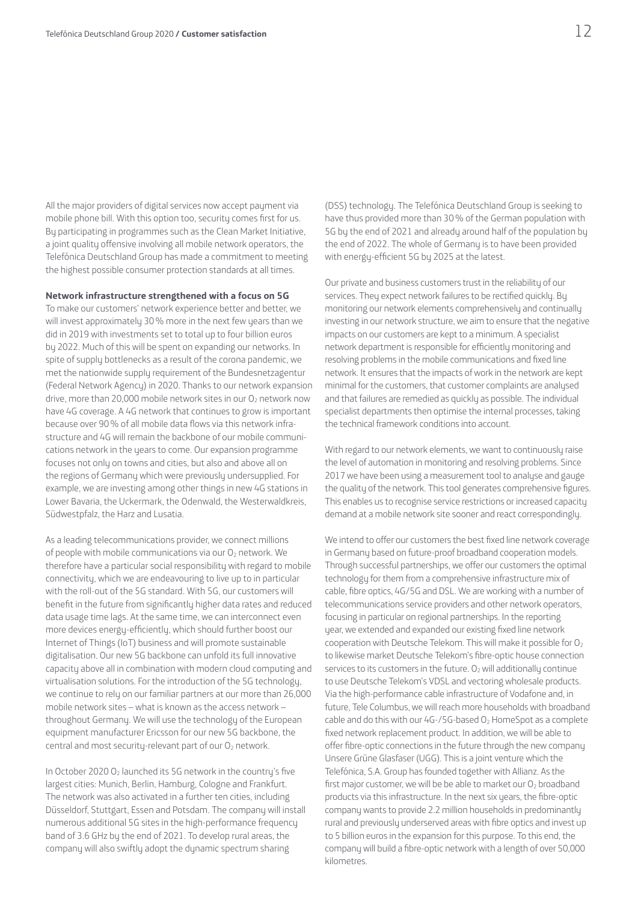All the major providers of digital services now accept payment via mobile phone bill. With this option too, security comes first for us. By participating in programmes such as the Clean Market Initiative, a joint quality offensive involving all mobile network operators, the Telefónica Deutschland Group has made a commitment to meeting the highest possible consumer protection standards at all times.

**Network infrastructure strengthened with a focus on 5G**

To make our customers' network experience better and better, we will invest approximately 30 % more in the next few years than we did in 2019 with investments set to total up to four billion euros by 2022. Much of this will be spent on expanding our networks. In spite of supply bottlenecks as a result of the corona pandemic, we met the nationwide supply requirement of the Bundesnetzagentur (Federal Network Agency) in 2020. Thanks to our network expansion drive, more than 20,000 mobile network sites in our $O_2$ network now have 4G coverage. A 4G network that continues to grow is important because over 90 % of all mobile data flows via this network infrastructure and 4G will remain the backbone of our mobile communications network in the years to come. Our expansion programme focuses not only on towns and cities, but also and above all on the regions of Germany which were previously undersupplied. For example, we are investing among other things in new 4G stations in Lower Bavaria, the Uckermark, the Odenwald, the Westerwaldkreis, Südwestpfalz, the Harz and Lusatia.

As a leading telecommunications provider, we connect millions of people with mobile communications via our $O_2$ network. We therefore have a particular social responsibility with regard to mobile connectivity, which we are endeavouring to live up to in particular with the roll-out of the 5G standard. With 5G, our customers will benefit in the future from significantly higher data rates and reduced data usage time lags. At the same time, we can interconnect even more devices energy-efficiently, which should further boost our Internet of Things (IoT) business and will promote sustainable digitalisation. Our new 5G backbone can unfold its full innovative capacity above all in combination with modern cloud computing and virtualisation solutions. For the introduction of the 5G technology, we continue to rely on our familiar partners at our more than 26,000 mobile network sites – what is known as the access network – throughout Germany. We will use the technology of the European equipment manufacturer Ericsson for our new 5G backbone, the central and most security-relevant part of our $O_2$ network.

In October 2020 $O_2$ launched its 5G network in the country's five largest cities: Munich, Berlin, Hamburg, Cologne and Frankfurt. The network was also activated in a further ten cities, including Düsseldorf, Stuttgart, Essen and Potsdam. The company will install numerous additional 5G sites in the high-performance frequency band of 3.6 GHz by the end of 2021. To develop rural areas, the company will also swiftly adopt the dynamic spectrum sharing (DSS) technology. The Telefónica Deutschland Group is seeking to have thus provided more than 30 % of the German population with 5G by the end of 2021 and already around half of the population by the end of 2022. The whole of Germany is to have been provided with energy-efficient 5G by 2025 at the latest.

Our private and business customers trust in the reliability of our services. They expect network failures to be rectified quickly. By monitoring our network elements comprehensively and continually investing in our network structure, we aim to ensure that the negative impacts on our customers are kept to a minimum. A specialist network department is responsible for efficiently monitoring and resolving problems in the mobile communications and fixed line network. It ensures that the impacts of work in the network are kept minimal for the customers, that customer complaints are analysed and that failures are remedied as quickly as possible. The individual specialist departments then optimise the internal processes, taking the technical framework conditions into account.

With regard to our network elements, we want to continuously raise the level of automation in monitoring and resolving problems. Since 2017 we have been using a measurement tool to analyse and gauge the quality of the network. This tool generates comprehensive figures. This enables us to recognise service restrictions or increased capacity demand at a mobile network site sooner and react correspondingly.

We intend to offer our customers the best fixed line network coverage in Germany based on future-proof broadband cooperation models. Through successful partnerships, we offer our customers the optimal technology for them from a comprehensive infrastructure mix of cable, fibre optics, 4G/5G and DSL. We are working with a number of telecommunications service providers and other network operators, focusing in particular on regional partnerships. In the reporting year, we extended and expanded our existing fixed line network cooperation with Deutsche Telekom. This will make it possible for $O_2$ to likewise market Deutsche Telekom's fibre-optic house connection services to its customers in the future. $O_2$ will additionally continue to use Deutsche Telekom's VDSL and vectoring wholesale products. Via the high-performance cable infrastructure of Vodafone and, in future, Tele Columbus, we will reach more households with broadband cable and do this with our 4G-/5G-based $O_2$ HomeSpot as a complete fixed network replacement product. In addition, we will be able to offer fibre-optic connections in the future through the new company Unsere Grüne Glasfaser (UGG). This is a joint venture which the Telefónica, S.A. Group has founded together with Allianz. As the first major customer, we will be be able to market our $O_2$ broadband products via this infrastructure. In the next six years, the fibre-optic company wants to provide 2.2 million households in predominantly rural and previously underserved areas with fibre optics and invest up to 5 billion euros in the expansion for this purpose. To this end, the company will build a fibre-optic network with a length of over 50,000 kilometres.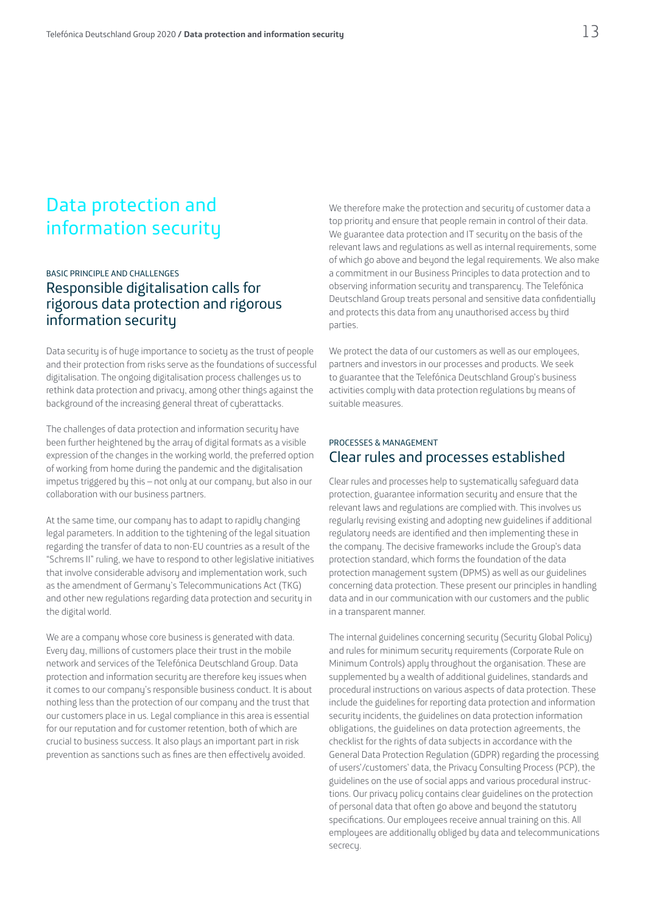# Data protection and information security

BASIC PRINCIPLE AND CHALLENGES

## Responsible digitalisation calls for rigorous data protection and rigorous information security

Data security is of huge importance to society as the trust of people and their protection from risks serve as the foundations of successful digitalisation. The ongoing digitalisation process challenges us to rethink data protection and privacy, among other things against the background of the increasing general threat of cyberattacks.

The challenges of data protection and information security have been further heightened by the array of digital formats as a visible expression of the changes in the working world, the preferred option of working from home during the pandemic and the digitalisation impetus triggered by this – not only at our company, but also in our collaboration with our business partners.

At the same time, our company has to adapt to rapidly changing legal parameters. In addition to the tightening of the legal situation regarding the transfer of data to non-EU countries as a result of the "Schrems II" ruling, we have to respond to other legislative initiatives that involve considerable advisory and implementation work, such as the amendment of Germany's Telecommunications Act (TKG) and other new regulations regarding data protection and security in the digital world.

We are a company whose core business is generated with data. Every day, millions of customers place their trust in the mobile network and services of the Telefónica Deutschland Group. Data protection and information security are therefore key issues when it comes to our company's responsible business conduct. It is about nothing less than the protection of our company and the trust that our customers place in us. Legal compliance in this area is essential for our reputation and for customer retention, both of which are crucial to business success. It also plays an important part in risk prevention as sanctions such as fines are then effectively avoided.

We therefore make the protection and security of customer data a top priority and ensure that people remain in control of their data. We guarantee data protection and IT security on the basis of the relevant laws and regulations as well as internal requirements, some of which go above and beyond the legal requirements. We also make a commitment in our Business Principles to data protection and to observing information security and transparency. The Telefónica Deutschland Group treats personal and sensitive data confidentially and protects this data from any unauthorised access by third parties.

We protect the data of our customers as well as our employees, partners and investors in our processes and products. We seek to guarantee that the Telefónica Deutschland Group's business activities comply with data protection regulations by means of suitable measures.

PROCESSES & MANAGEMENT

## Clear rules and processes established

Clear rules and processes help to systematically safeguard data protection, guarantee information security and ensure that the relevant laws and regulations are complied with. This involves us regularly revising existing and adopting new guidelines if additional regulatory needs are identified and then implementing these in the company. The decisive frameworks include the Group's data protection standard, which forms the foundation of the data protection management system (DPMS) as well as our guidelines concerning data protection. These present our principles in handling data and in our communication with our customers and the public in a transparent manner.

The internal guidelines concerning security (Security Global Policy) and rules for minimum security requirements (Corporate Rule on Minimum Controls) apply throughout the organisation. These are supplemented by a wealth of additional guidelines, standards and procedural instructions on various aspects of data protection. These include the guidelines for reporting data protection and information security incidents, the guidelines on data protection information obligations, the guidelines on data protection agreements, the checklist for the rights of data subjects in accordance with the General Data Protection Regulation (GDPR) regarding the processing of users'/customers' data, the Privacy Consulting Process (PCP), the guidelines on the use of social apps and various procedural instructions. Our privacy policy contains clear guidelines on the protection of personal data that often go above and beyond the statutory specifications. Our employees receive annual training on this. All employees are additionally obliged by data and telecommunications secrecy.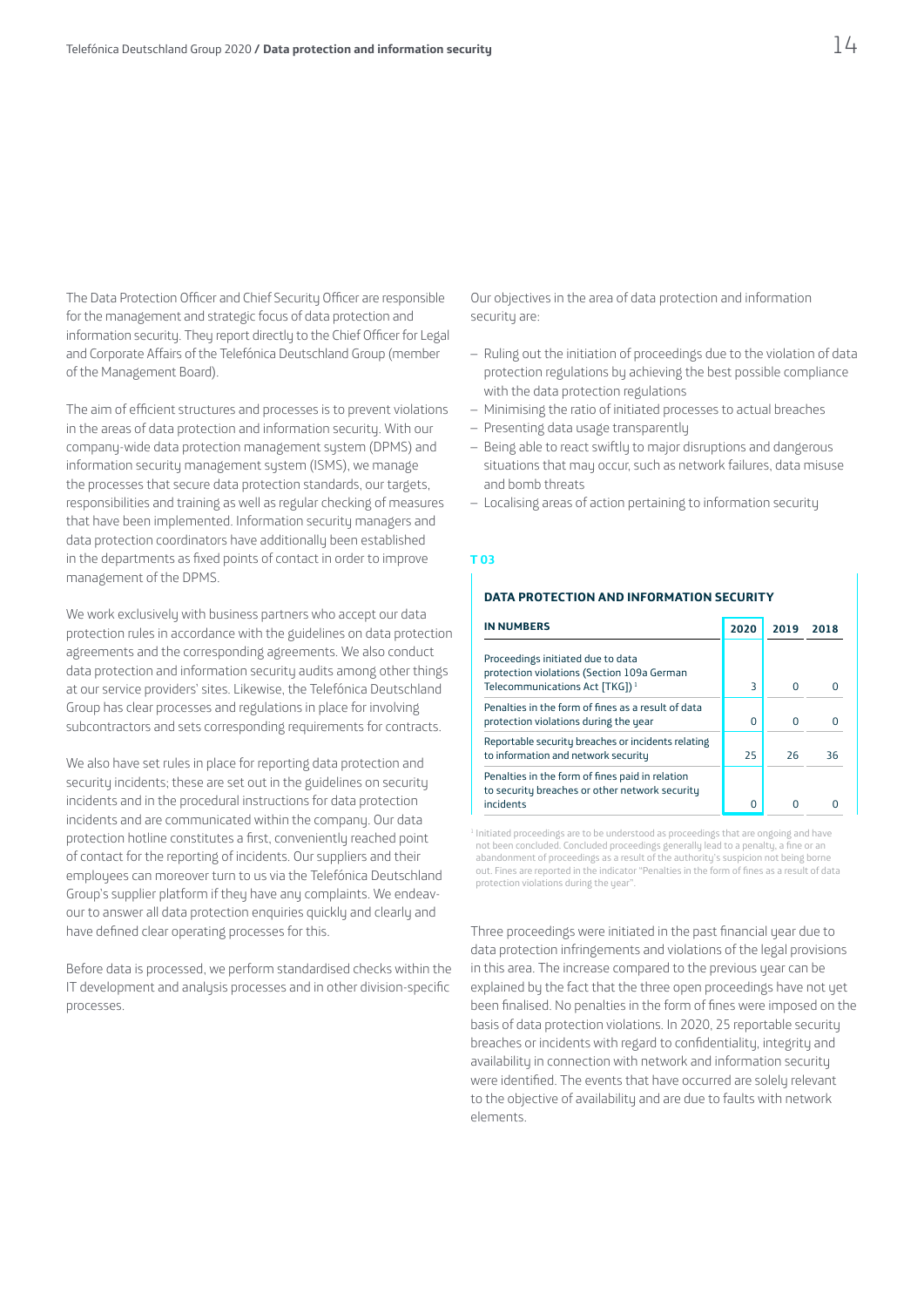The Data Protection Officer and Chief Security Officer are responsible for the management and strategic focus of data protection and information security. They report directly to the Chief Officer for Legal and Corporate Affairs of the Telefónica Deutschland Group (member of the Management Board).

The aim of efficient structures and processes is to prevent violations in the areas of data protection and information security. With our company-wide data protection management system (DPMS) and information security management system (ISMS), we manage the processes that secure data protection standards, our targets, responsibilities and training as well as regular checking of measures that have been implemented. Information security managers and data protection coordinators have additionally been established in the departments as fixed points of contact in order to improve management of the DPMS.

We work exclusively with business partners who accept our data protection rules in accordance with the guidelines on data protection agreements and the corresponding agreements. We also conduct data protection and information security audits among other things at our service providers' sites. Likewise, the Telefónica Deutschland Group has clear processes and regulations in place for involving subcontractors and sets corresponding requirements for contracts.

We also have set rules in place for reporting data protection and security incidents; these are set out in the guidelines on security incidents and in the procedural instructions for data protection incidents and are communicated within the company. Our data protection hotline constitutes a first, conveniently reached point of contact for the reporting of incidents. Our suppliers and their employees can moreover turn to us via the Telefónica Deutschland Group's supplier platform if they have any complaints. We endeavour to answer all data protection enquiries quickly and clearly and have defined clear operating processes for this.

Before data is processed, we perform standardised checks within the IT development and analysis processes and in other division-specific processes.

Our objectives in the area of data protection and information security are:

- Ruling out the initiation of proceedings due to the violation of data protection regulations by achieving the best possible compliance with the data protection regulations
- Minimising the ratio of initiated processes to actual breaches
- Presenting data usage transparently
- Being able to react swiftly to major disruptions and dangerous situations that may occur, such as network failures, data misuse and bomb threats
- Localising areas of action pertaining to information security

**T 03**

**DATA PROTECTION AND INFORMATION SECURITY**

| IN NUMBERS | 2020 | 2019 | 2018 |
|---|---|---|---|
| Proceedings initiated due to data protection violations (Section 109a German Telecommunications Act [TKG]) [1] | 3 | 0 | 0 |
| Penalties in the form of fines as a result of data protection violations during the year | 0 | 0 | 0 |
| Reportable security breaches or incidents relating to information and network security | 25 | 26 | 36 |
| Penalties in the form of fines paid in relation to security breaches or other network security incidents | 0 | 0 | 0 |

[1] Initiated proceedings are to be understood as proceedings that are ongoing and have not been concluded. Concluded proceedings generally lead to a penalty, a fine or an abandonment of proceedings as a result of the authority's suspicion not being borne out. Fines are reported in the indicator "Penalties in the form of fines as a result of data protection violations during the year".

Three proceedings were initiated in the past financial year due to data protection infringements and violations of the legal provisions in this area. The increase compared to the previous year can be explained by the fact that the three open proceedings have not yet been finalised. No penalties in the form of fines were imposed on the basis of data protection violations. In 2020, 25 reportable security breaches or incidents with regard to confidentiality, integrity and availability in connection with network and information security were identified. The events that have occurred are solely relevant to the objective of availability and are due to faults with network elements.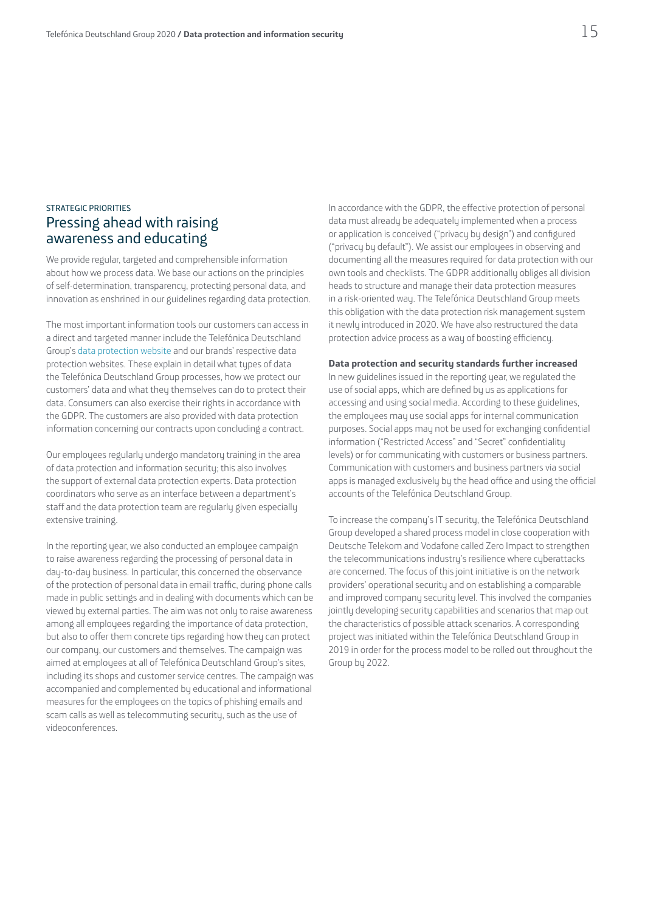STRATEGIC PRIORITIES

## Pressing ahead with raising awareness and educating

We provide regular, targeted and comprehensible information about how we process data. We base our actions on the principles of self-determination, transparency, protecting personal data, and innovation as enshrined in our guidelines regarding data protection.

The most important information tools our customers can access in a direct and targeted manner include the Telefónica Deutschland Group's data protection website and our brands' respective data protection websites. These explain in detail what types of data the Telefónica Deutschland Group processes, how we protect our customers' data and what they themselves can do to protect their data. Consumers can also exercise their rights in accordance with the GDPR. The customers are also provided with data protection information concerning our contracts upon concluding a contract.

Our employees regularly undergo mandatory training in the area of data protection and information security; this also involves the support of external data protection experts. Data protection coordinators who serve as an interface between a department's staff and the data protection team are regularly given especially extensive training.

In the reporting year, we also conducted an employee campaign to raise awareness regarding the processing of personal data in day-to-day business. In particular, this concerned the observance of the protection of personal data in email traffic, during phone calls made in public settings and in dealing with documents which can be viewed by external parties. The aim was not only to raise awareness among all employees regarding the importance of data protection, but also to offer them concrete tips regarding how they can protect our company, our customers and themselves. The campaign was aimed at employees at all of Telefónica Deutschland Group's sites, including its shops and customer service centres. The campaign was accompanied and complemented by educational and informational measures for the employees on the topics of phishing emails and scam calls as well as telecommuting security, such as the use of videoconferences.

In accordance with the GDPR, the effective protection of personal data must already be adequately implemented when a process or application is conceived ("privacy by design") and configured ("privacy by default"). We assist our employees in observing and documenting all the measures required for data protection with our own tools and checklists. The GDPR additionally obliges all division heads to structure and manage their data protection measures in a risk-oriented way. The Telefónica Deutschland Group meets this obligation with the data protection risk management system it newly introduced in 2020. We have also restructured the data protection advice process as a way of boosting efficiency.

**Data protection and security standards further increased**

In new guidelines issued in the reporting year, we regulated the use of social apps, which are defined by us as applications for accessing and using social media. According to these guidelines, the employees may use social apps for internal communication purposes. Social apps may not be used for exchanging confidential information ("Restricted Access" and "Secret" confidentiality levels) or for communicating with customers or business partners. Communication with customers and business partners via social apps is managed exclusively by the head office and using the official accounts of the Telefónica Deutschland Group.

To increase the company's IT security, the Telefónica Deutschland Group developed a shared process model in close cooperation with Deutsche Telekom and Vodafone called Zero Impact to strengthen the telecommunications industry's resilience where cyberattacks are concerned. The focus of this joint initiative is on the network providers' operational security and on establishing a comparable and improved company security level. This involved the companies jointly developing security capabilities and scenarios that map out the characteristics of possible attack scenarios. A corresponding project was initiated within the Telefónica Deutschland Group in 2019 in order for the process model to be rolled out throughout the Group by 2022.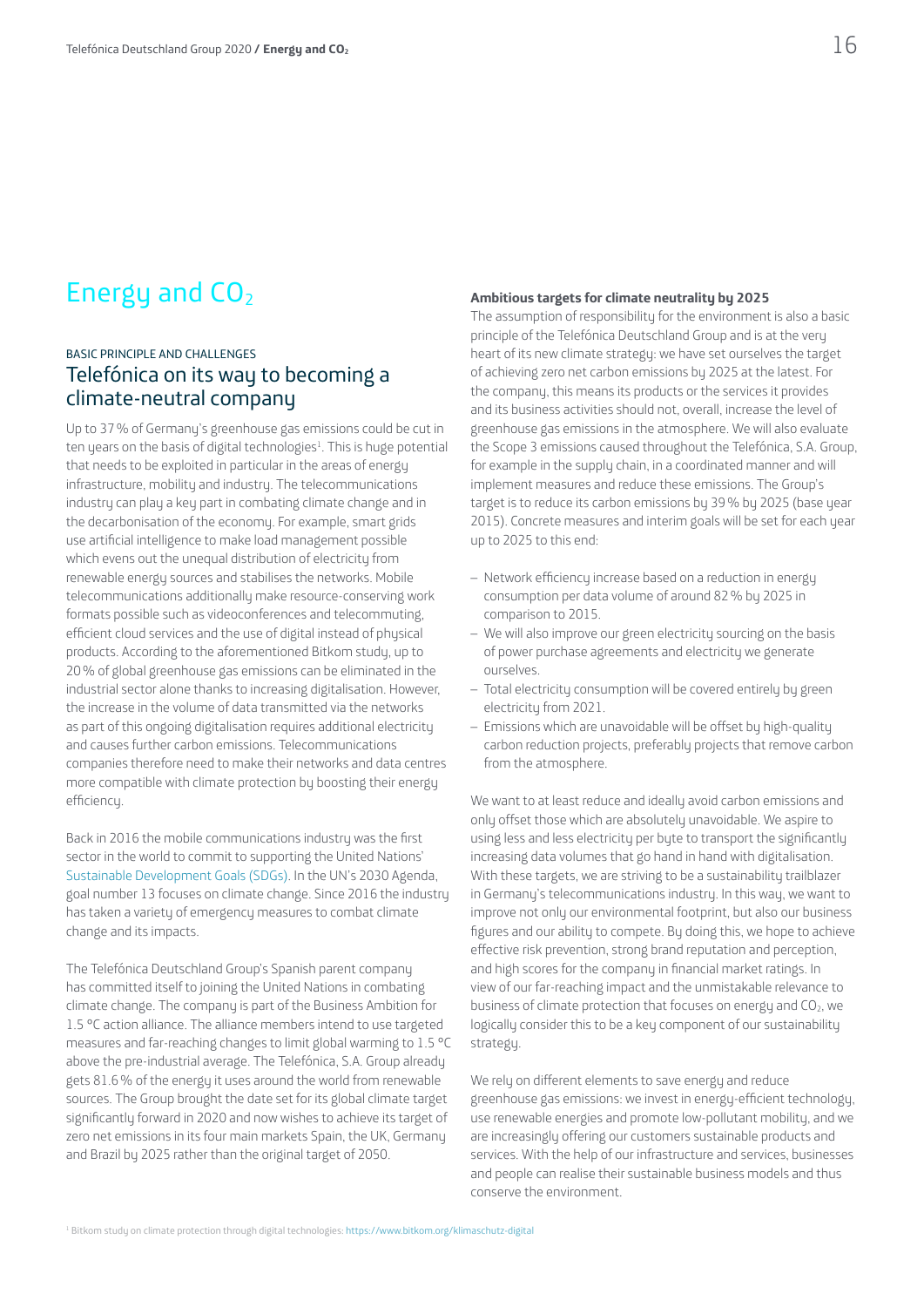# Energy and $CO_2$

BASIC PRINCIPLE AND CHALLENGES

## Telefónica on its way to becoming a climate-neutral company

Up to 37 % of Germany's greenhouse gas emissions could be cut in ten years on the basis of digital technologies[1]. This is huge potential that needs to be exploited in particular in the areas of energy infrastructure, mobility and industry. The telecommunications industry can play a key part in combating climate change and in the decarbonisation of the economy. For example, smart grids use artificial intelligence to make load management possible which evens out the unequal distribution of electricity from renewable energy sources and stabilises the networks. Mobile telecommunications additionally make resource-conserving work formats possible such as videoconferences and telecommuting, efficient cloud services and the use of digital instead of physical products. According to the aforementioned Bitkom study, up to 20 % of global greenhouse gas emissions can be eliminated in the industrial sector alone thanks to increasing digitalisation. However, the increase in the volume of data transmitted via the networks as part of this ongoing digitalisation requires additional electricity and causes further carbon emissions. Telecommunications companies therefore need to make their networks and data centres more compatible with climate protection by boosting their energy efficiency.

Back in 2016 the mobile communications industry was the first sector in the world to commit to supporting the United Nations' Sustainable Development Goals (SDGs). In the UN's 2030 Agenda, goal number 13 focuses on climate change. Since 2016 the industry has taken a variety of emergency measures to combat climate change and its impacts.

The Telefónica Deutschland Group's Spanish parent company has committed itself to joining the United Nations in combating climate change. The company is part of the Business Ambition for 1.5 °C action alliance. The alliance members intend to use targeted measures and far-reaching changes to limit global warming to 1.5 °C above the pre-industrial average. The Telefónica, S.A. Group already gets 81.6 % of the energy it uses around the world from renewable sources. The Group brought the date set for its global climate target significantly forward in 2020 and now wishes to achieve its target of zero net emissions in its four main markets Spain, the UK, Germany and Brazil by 2025 rather than the original target of 2050.

**Ambitious targets for climate neutrality by 2025**

The assumption of responsibility for the environment is also a basic principle of the Telefónica Deutschland Group and is at the very heart of its new climate strategy: we have set ourselves the target of achieving zero net carbon emissions by 2025 at the latest. For the company, this means its products or the services it provides and its business activities should not, overall, increase the level of greenhouse gas emissions in the atmosphere. We will also evaluate the Scope 3 emissions caused throughout the Telefónica, S.A. Group, for example in the supply chain, in a coordinated manner and will implement measures and reduce these emissions. The Group's target is to reduce its carbon emissions by 39 % by 2025 (base year 2015). Concrete measures and interim goals will be set for each year up to 2025 to this end:

- Network efficiency increase based on a reduction in energy consumption per data volume of around 82 % by 2025 in comparison to 2015.
- We will also improve our green electricity sourcing on the basis of power purchase agreements and electricity we generate ourselves.
- Total electricity consumption will be covered entirely by green electricity from 2021.
- Emissions which are unavoidable will be offset by high-quality carbon reduction projects, preferably projects that remove carbon from the atmosphere.

We want to at least reduce and ideally avoid carbon emissions and only offset those which are absolutely unavoidable. We aspire to using less and less electricity per byte to transport the significantly increasing data volumes that go hand in hand with digitalisation. With these targets, we are striving to be a sustainability trailblazer in Germany's telecommunications industry. In this way, we want to improve not only our environmental footprint, but also our business figures and our ability to compete. By doing this, we hope to achieve effective risk prevention, strong brand reputation and perception, and high scores for the company in financial market ratings. In view of our far-reaching impact and the unmistakable relevance to business of climate protection that focuses on energy and $CO_2$, we logically consider this to be a key component of our sustainability strategy.

We rely on different elements to save energy and reduce greenhouse gas emissions: we invest in energy-efficient technology, use renewable energies and promote low-pollutant mobility, and we are increasingly offering our customers sustainable products and services. With the help of our infrastructure and services, businesses and people can realise their sustainable business models and thus conserve the environment.

[1] Bitkom study on climate protection through digital technologies: https://www.bitkom.org/klimaschutz-digital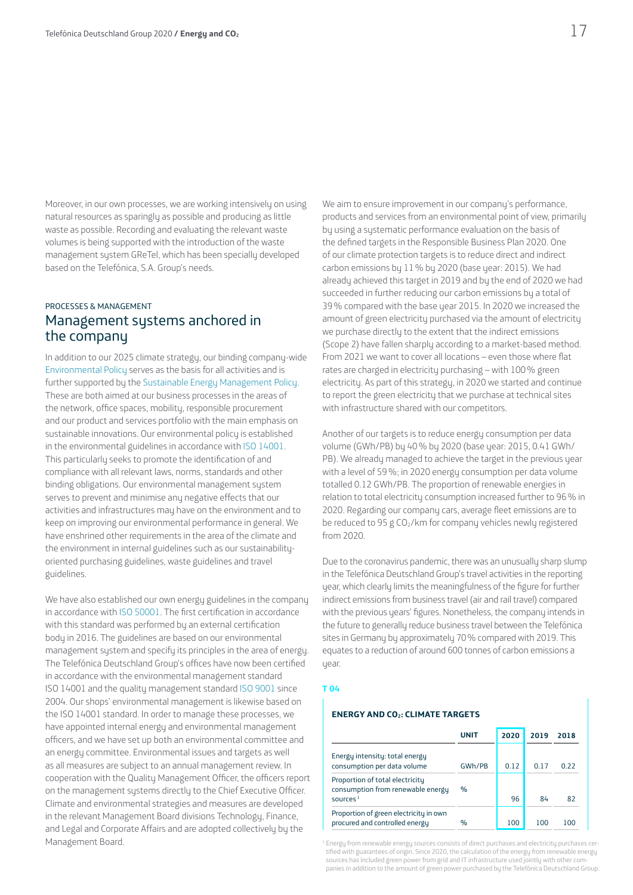Moreover, in our own processes, we are working intensively on using natural resources as sparingly as possible and producing as little waste as possible. Recording and evaluating the relevant waste volumes is being supported with the introduction of the waste management system GReTel, which has been specially developed based on the Telefónica, S.A. Group's needs.

PROCESSES & MANAGEMENT

## Management systems anchored in the company

In addition to our 2025 climate strategy, our binding company-wide Environmental Policy serves as the basis for all activities and is further supported by the Sustainable Energy Management Policy. These are both aimed at our business processes in the areas of the network, office spaces, mobility, responsible procurement and our product and services portfolio with the main emphasis on sustainable innovations. Our environmental policy is established in the environmental guidelines in accordance with ISO 14001. This particularly seeks to promote the identification of and compliance with all relevant laws, norms, standards and other binding obligations. Our environmental management system serves to prevent and minimise any negative effects that our activities and infrastructures may have on the environment and to keep on improving our environmental performance in general. We have enshrined other requirements in the area of the climate and the environment in internal guidelines such as our sustainability-oriented purchasing guidelines, waste guidelines and travel guidelines.

We have also established our own energy guidelines in the company in accordance with ISO 50001. The first certification in accordance with this standard was performed by an external certification body in 2016. The guidelines are based on our environmental management system and specify its principles in the area of energy. The Telefónica Deutschland Group's offices have now been certified in accordance with the environmental management standard ISO 14001 and the quality management standard ISO 9001 since 2004. Our shops' environmental management is likewise based on the ISO 14001 standard. In order to manage these processes, we have appointed internal energy and environmental management officers, and we have set up both an environmental committee and an energy committee. Environmental issues and targets as well as all measures are subject to an annual management review. In cooperation with the Quality Management Officer, the officers report on the management systems directly to the Chief Executive Officer. Climate and environmental strategies and measures are developed in the relevant Management Board divisions Technology, Finance, and Legal and Corporate Affairs and are adopted collectively by the Management Board.

We aim to ensure improvement in our company's performance, products and services from an environmental point of view, primarily by using a systematic performance evaluation on the basis of the defined targets in the Responsible Business Plan 2020. One of our climate protection targets is to reduce direct and indirect carbon emissions by 11 % by 2020 (base year: 2015). We had already achieved this target in 2019 and by the end of 2020 we had succeeded in further reducing our carbon emissions by a total of 39 % compared with the base year 2015. In 2020 we increased the amount of green electricity purchased via the amount of electricity we purchase directly to the extent that the indirect emissions (Scope 2) have fallen sharply according to a market-based method. From 2021 we want to cover all locations – even those where flat rates are charged in electricity purchasing – with 100 % green electricity. As part of this strategy, in 2020 we started and continue to report the green electricity that we purchase at technical sites with infrastructure shared with our competitors.

Another of our targets is to reduce energy consumption per data volume (GWh/PB) by 40 % by 2020 (base year: 2015, 0.41 GWh/PB). We already managed to achieve the target in the previous year with a level of 59 %; in 2020 energy consumption per data volume totalled 0.12 GWh/PB. The proportion of renewable energies in relation to total electricity consumption increased further to 96 % in 2020. Regarding our company cars, average fleet emissions are to be reduced to 95 g $CO_2$/km for company vehicles newly registered from 2020.

Due to the coronavirus pandemic, there was an unusually sharp slump in the Telefónica Deutschland Group's travel activities in the reporting year, which clearly limits the meaningfulness of the figure for further indirect emissions from business travel (air and rail travel) compared with the previous years' figures. Nonetheless, the company intends in the future to generally reduce business travel between the Telefónica sites in Germany by approximately 70 % compared with 2019. This equates to a reduction of around 600 tonnes of carbon emissions a year.

**T 04**

**ENERGY AND $CO_2$: CLIMATE TARGETS**

| | UNIT | 2020 | 2019 | 2018 |
|---|---|---|---|---|
| Energy intensity: total energy consumption per data volume | GWh/PB | 0.12 | 0.17 | 0.22 |
| Proportion of total electricity consumption from renewable energy sources[1] | % | 96 | 84 | 82 |
| Proportion of green electricity in own procured and controlled energy | % | 100 | 100 | 100 |

[1] Energy from renewable energy sources consists of direct purchases and electricity purchases certified with guarantees of origin. Since 2020, the calculation of the energy from renewable energy sources has included green power from grid and IT infrastructure used jointly with other companies in addition to the amount of green power purchased by the Telefónica Deutschland Group.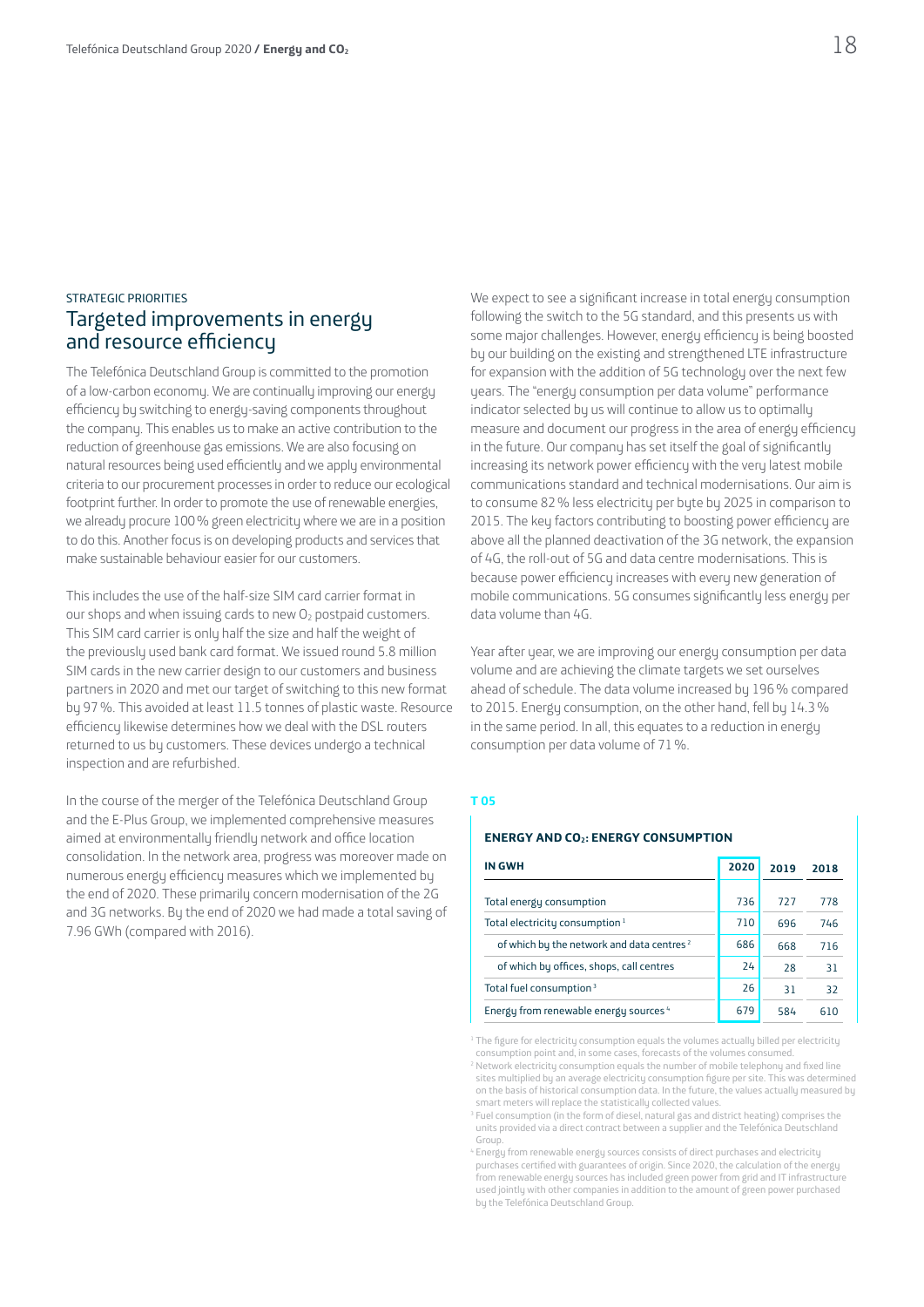STRATEGIC PRIORITIES

## Targeted improvements in energy and resource efficiency

The Telefónica Deutschland Group is committed to the promotion of a low-carbon economy. We are continually improving our energy efficiency by switching to energy-saving components throughout the company. This enables us to make an active contribution to the reduction of greenhouse gas emissions. We are also focusing on natural resources being used efficiently and we apply environmental criteria to our procurement processes in order to reduce our ecological footprint further. In order to promote the use of renewable energies, we already procure 100 % green electricity where we are in a position to do this. Another focus is on developing products and services that make sustainable behaviour easier for our customers.

This includes the use of the half-size SIM card carrier format in our shops and when issuing cards to new $O_2$ postpaid customers. This SIM card carrier is only half the size and half the weight of the previously used bank card format. We issued round 5.8 million SIM cards in the new carrier design to our customers and business partners in 2020 and met our target of switching to this new format by 97 %. This avoided at least 11.5 tonnes of plastic waste. Resource efficiency likewise determines how we deal with the DSL routers returned to us by customers. These devices undergo a technical inspection and are refurbished.

In the course of the merger of the Telefónica Deutschland Group and the E-Plus Group, we implemented comprehensive measures aimed at environmentally friendly network and office location consolidation. In the network area, progress was moreover made on numerous energy efficiency measures which we implemented by the end of 2020. These primarily concern modernisation of the 2G and 3G networks. By the end of 2020 we had made a total saving of 7.96 GWh (compared with 2016).

We expect to see a significant increase in total energy consumption following the switch to the 5G standard, and this presents us with some major challenges. However, energy efficiency is being boosted by our building on the existing and strengthened LTE infrastructure for expansion with the addition of 5G technology over the next few years. The "energy consumption per data volume" performance indicator selected by us will continue to allow us to optimally measure and document our progress in the area of energy efficiency in the future. Our company has set itself the goal of significantly increasing its network power efficiency with the very latest mobile communications standard and technical modernisations. Our aim is to consume 82 % less electricity per byte by 2025 in comparison to 2015. The key factors contributing to boosting power efficiency are above all the planned deactivation of the 3G network, the expansion of 4G, the roll-out of 5G and data centre modernisations. This is because power efficiency increases with every new generation of mobile communications. 5G consumes significantly less energy per data volume than 4G.

Year after year, we are improving our energy consumption per data volume and are achieving the climate targets we set ourselves ahead of schedule. The data volume increased by 196 % compared to 2015. Energy consumption, on the other hand, fell by 14.3 % in the same period. In all, this equates to a reduction in energy consumption per data volume of 71 %.

**T 05**

**ENERGY AND $CO_2$: ENERGY CONSUMPTION**

| IN GWH | 2020 | 2019 | 2018 |
|---|---|---|---|
| Total energy consumption | 736 | 727 | 778 |
| Total electricity consumption [1] | 710 | 696 | 746 |
| of which by the network and data centres [2] | 686 | 668 | 716 |
| of which by offices, shops, call centres | 24 | 28 | 31 |
| Total fuel consumption [3] | 26 | 31 | 32 |
| Energy from renewable energy sources [4] | 679 | 584 | 610 |

[1] The figure for electricity consumption equals the volumes actually billed per electricity consumption point and, in some cases, forecasts of the volumes consumed.

[2] Network electricity consumption equals the number of mobile telephony and fixed line sites multiplied by an average electricity consumption figure per site. This was determined on the basis of historical consumption data. In the future, the values actually measured by smart meters will replace the statistically collected values.

[3] Fuel consumption (in the form of diesel, natural gas and district heating) comprises the units provided via a direct contract between a supplier and the Telefónica Deutschland Group.

[4] Energy from renewable energy sources consists of direct purchases and electricity purchases certified with guarantees of origin. Since 2020, the calculation of the energy from renewable energy sources has included green power from grid and IT infrastructure used jointly with other companies in addition to the amount of green power purchased by the Telefónica Deutschland Group.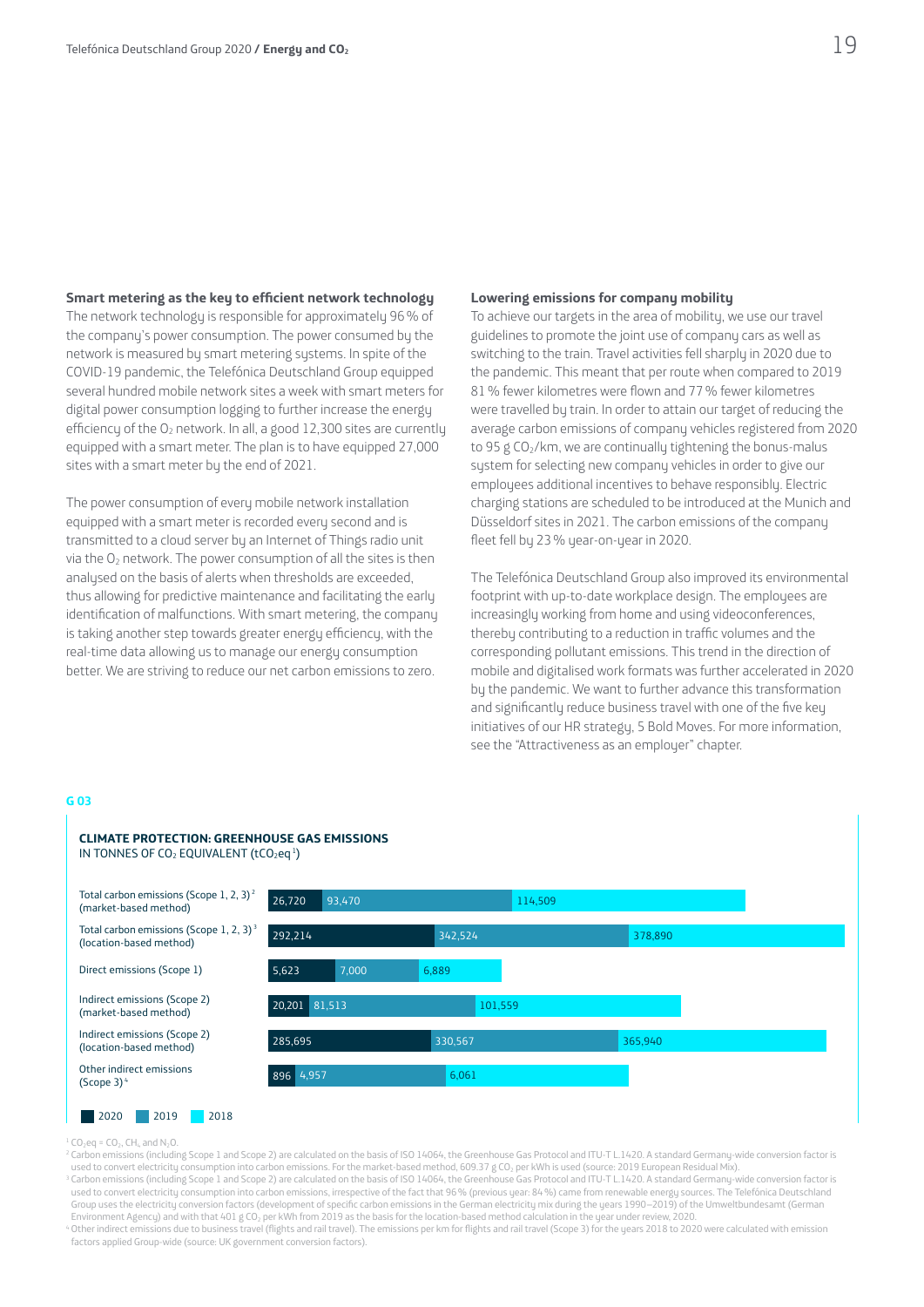### Smart metering as the key to efficient network technology

The network technology is responsible for approximately 96 % of the company's power consumption. The power consumed by the network is measured by smart metering systems. In spite of the COVID-19 pandemic, the Telefónica Deutschland Group equipped several hundred mobile network sites a week with smart meters for digital power consumption logging to further increase the energy efficiency of the $O_2$ network. In all, a good 12,300 sites are currently equipped with a smart meter. The plan is to have equipped 27,000 sites with a smart meter by the end of 2021.

The power consumption of every mobile network installation equipped with a smart meter is recorded every second and is transmitted to a cloud server by an Internet of Things radio unit via the $O_2$ network. The power consumption of all the sites is then analysed on the basis of alerts when thresholds are exceeded, thus allowing for predictive maintenance and facilitating the early identification of malfunctions. With smart metering, the company is taking another step towards greater energy efficiency, with the real-time data allowing us to manage our energy consumption better. We are striving to reduce our net carbon emissions to zero.

### Lowering emissions for company mobility

To achieve our targets in the area of mobility, we use our travel guidelines to promote the joint use of company cars as well as switching to the train. Travel activities fell sharply in 2020 due to the pandemic. This meant that per route when compared to 2019 81 % fewer kilometres were flown and 77 % fewer kilometres were travelled by train. In order to attain our target of reducing the average carbon emissions of company vehicles registered from 2020 to 95 g $CO_2$/km, we are continually tightening the bonus-malus system for selecting new company vehicles in order to give our employees additional incentives to behave responsibly. Electric charging stations are scheduled to be introduced at the Munich and Düsseldorf sites in 2021. The carbon emissions of the company fleet fell by 23 % year-on-year in 2020.

The Telefónica Deutschland Group also improved its environmental footprint with up-to-date workplace design. The employees are increasingly working from home and using videoconferences, thereby contributing to a reduction in traffic volumes and the corresponding pollutant emissions. This trend in the direction of mobile and digitalised work formats was further accelerated in 2020 by the pandemic. We want to further advance this transformation and significantly reduce business travel with one of the five key initiatives of our HR strategy, 5 Bold Moves. For more information, see the "Attractiveness as an employer" chapter.

**G 03**

**CLIMATE PROTECTION: GREENHOUSE GAS EMISSIONS**
IN TONNES OF $CO_2$ EQUIVALENT ($tCO_2eq$[1])

| | 2020 | 2019 | 2018 |
|---|---|---|---|
| Total carbon emissions (Scope 1, 2, 3)[2] (market-based method) | 26,720 | 93,470 | 114,509 |
| Total carbon emissions (Scope 1, 2, 3)[3] (location-based method) | 292,214 | 342,524 | 378,890 |
| Direct emissions (Scope 1) | 5,623 | 7,000 | 6,889 |
| Indirect emissions (Scope 2) (market-based method) | 20,201 | 81,513 | 101,559 |
| Indirect emissions (Scope 2) (location-based method) | 285,695 | 330,567 | 365,940 |
| Other indirect emissions (Scope 3)[4] | 896 | 4,957 | 6,061 |

[1] $CO_2eq$ = $CO_2$, $CH_4$ and $N_2O$.
[2] Carbon emissions (including Scope 1 and Scope 2) are calculated on the basis of ISO 14064, the Greenhouse Gas Protocol and ITU-T L.1420. A standard Germany-wide conversion factor is used to convert electricity consumption into carbon emissions. For the market-based method, 609.37 g $CO_2$ per kWh is used (source: 2019 European Residual Mix).
[3] Carbon emissions (including Scope 1 and Scope 2) are calculated on the basis of ISO 14064, the Greenhouse Gas Protocol and ITU-T L.1420. A standard Germany-wide conversion factor is used to convert electricity consumption into carbon emissions, irrespective of the fact that 96 % (previous year: 84 %) came from renewable energy sources. The Telefónica Deutschland Group uses the electricity conversion factors (development of specific carbon emissions in the German electricity mix during the years 1990–2019) of the Umweltbundesamt (German Environment Agency) and with that 401 g $CO_2$ per kWh from 2019 as the basis for the location-based method calculation in the year under review, 2020.
[4] Other indirect emissions due to business travel (flights and rail travel). The emissions per km for flights and rail travel (Scope 3) for the years 2018 to 2020 were calculated with emission factors applied Group-wide (source: UK government conversion factors).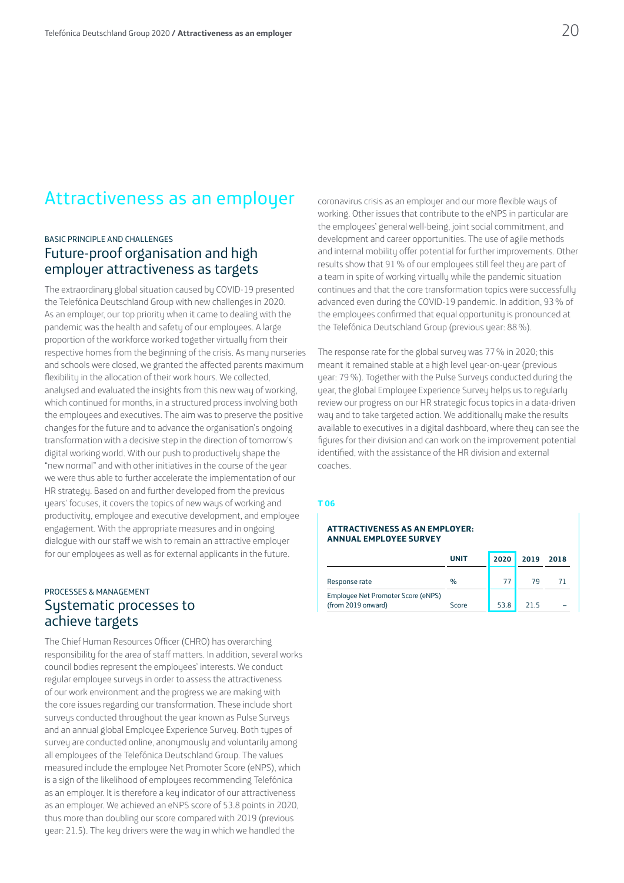# Attractiveness as an employer

BASIC PRINCIPLE AND CHALLENGES

## Future-proof organisation and high employer attractiveness as targets

The extraordinary global situation caused by COVID-19 presented the Telefónica Deutschland Group with new challenges in 2020. As an employer, our top priority when it came to dealing with the pandemic was the health and safety of our employees. A large proportion of the workforce worked together virtually from their respective homes from the beginning of the crisis. As many nurseries and schools were closed, we granted the affected parents maximum flexibility in the allocation of their work hours. We collected, analysed and evaluated the insights from this new way of working, which continued for months, in a structured process involving both the employees and executives. The aim was to preserve the positive changes for the future and to advance the organisation's ongoing transformation with a decisive step in the direction of tomorrow's digital working world. With our push to productively shape the "new normal" and with other initiatives in the course of the year we were thus able to further accelerate the implementation of our HR strategy. Based on and further developed from the previous years' focuses, it covers the topics of new ways of working and productivity, employee and executive development, and employee engagement. With the appropriate measures and in ongoing dialogue with our staff we wish to remain an attractive employer for our employees as well as for external applicants in the future.

PROCESSES & MANAGEMENT

## Systematic processes to achieve targets

The Chief Human Resources Officer (CHRO) has overarching responsibility for the area of staff matters. In addition, several works council bodies represent the employees' interests. We conduct regular employee surveys in order to assess the attractiveness of our work environment and the progress we are making with the core issues regarding our transformation. These include short surveys conducted throughout the year known as Pulse Surveys and an annual global Employee Experience Survey. Both types of survey are conducted online, anonymously and voluntarily among all employees of the Telefónica Deutschland Group. The values measured include the employee Net Promoter Score (eNPS), which is a sign of the likelihood of employees recommending Telefónica as an employer. It is therefore a key indicator of our attractiveness as an employer. We achieved an eNPS score of 53.8 points in 2020, thus more than doubling our score compared with 2019 (previous year: 21.5). The key drivers were the way in which we handled the coronavirus crisis as an employer and our more flexible ways of working. Other issues that contribute to the eNPS in particular are the employees' general well-being, joint social commitment, and development and career opportunities. The use of agile methods and internal mobility offer potential for further improvements. Other results show that 91 % of our employees still feel they are part of a team in spite of working virtually while the pandemic situation continues and that the core transformation topics were successfully advanced even during the COVID-19 pandemic. In addition, 93 % of the employees confirmed that equal opportunity is pronounced at the Telefónica Deutschland Group (previous year: 88 %).

The response rate for the global survey was 77 % in 2020; this meant it remained stable at a high level year-on-year (previous year: 79 %). Together with the Pulse Surveys conducted during the year, the global Employee Experience Survey helps us to regularly review our progress on our HR strategic focus topics in a data-driven way and to take targeted action. We additionally make the results available to executives in a digital dashboard, where they can see the figures for their division and can work on the improvement potential identified, with the assistance of the HR division and external coaches.

**T 06**

**ATTRACTIVENESS AS AN EMPLOYER: ANNUAL EMPLOYEE SURVEY**

| | UNIT | 2020 | 2019 | 2018 |
|---|---|---|---|---|
| Response rate | % | 77 | 79 | 71 |
| Employee Net Promoter Score (eNPS) (from 2019 onward) | Score | 53.8 | 21.5 | – |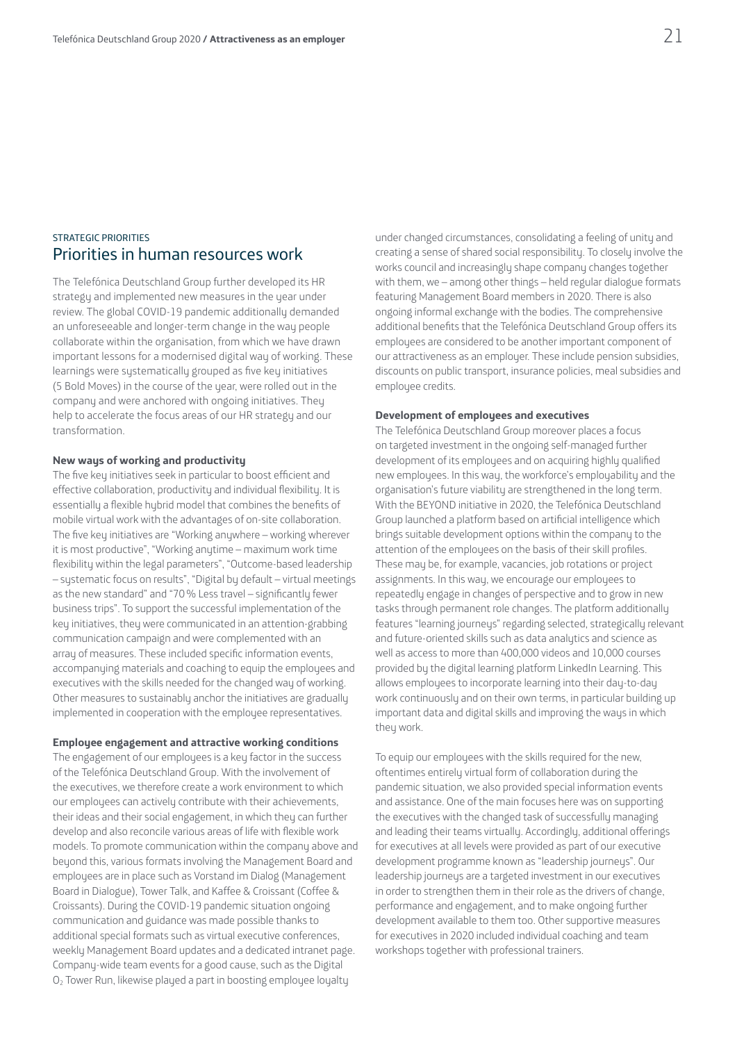STRATEGIC PRIORITIES

## Priorities in human resources work

The Telefónica Deutschland Group further developed its HR strategy and implemented new measures in the year under review. The global COVID-19 pandemic additionally demanded an unforeseeable and longer-term change in the way people collaborate within the organisation, from which we have drawn important lessons for a modernised digital way of working. These learnings were systematically grouped as five key initiatives (5 Bold Moves) in the course of the year, were rolled out in the company and were anchored with ongoing initiatives. They help to accelerate the focus areas of our HR strategy and our transformation.

**New ways of working and productivity**

The five key initiatives seek in particular to boost efficient and effective collaboration, productivity and individual flexibility. It is essentially a flexible hybrid model that combines the benefits of mobile virtual work with the advantages of on-site collaboration. The five key initiatives are "Working anywhere – working wherever it is most productive", "Working anytime – maximum work time flexibility within the legal parameters", "Outcome-based leadership – systematic focus on results", "Digital by default – virtual meetings as the new standard" and "70 % Less travel – significantly fewer business trips". To support the successful implementation of the key initiatives, they were communicated in an attention-grabbing communication campaign and were complemented with an array of measures. These included specific information events, accompanying materials and coaching to equip the employees and executives with the skills needed for the changed way of working. Other measures to sustainably anchor the initiatives are gradually implemented in cooperation with the employee representatives.

**Employee engagement and attractive working conditions**

The engagement of our employees is a key factor in the success of the Telefónica Deutschland Group. With the involvement of the executives, we therefore create a work environment to which our employees can actively contribute with their achievements, their ideas and their social engagement, in which they can further develop and also reconcile various areas of life with flexible work models. To promote communication within the company above and beyond this, various formats involving the Management Board and employees are in place such as Vorstand im Dialog (Management Board in Dialogue), Tower Talk, and Kaffee & Croissant (Coffee & Croissants). During the COVID-19 pandemic situation ongoing communication and guidance was made possible thanks to additional special formats such as virtual executive conferences, weekly Management Board updates and a dedicated intranet page. Company-wide team events for a good cause, such as the Digital $O_2$ Tower Run, likewise played a part in boosting employee loyalty under changed circumstances, consolidating a feeling of unity and creating a sense of shared social responsibility. To closely involve the works council and increasingly shape company changes together with them, we – among other things – held regular dialogue formats featuring Management Board members in 2020. There is also ongoing informal exchange with the bodies. The comprehensive additional benefits that the Telefónica Deutschland Group offers its employees are considered to be another important component of our attractiveness as an employer. These include pension subsidies, discounts on public transport, insurance policies, meal subsidies and employee credits.

**Development of employees and executives**

The Telefónica Deutschland Group moreover places a focus on targeted investment in the ongoing self-managed further development of its employees and on acquiring highly qualified new employees. In this way, the workforce's employability and the organisation's future viability are strengthened in the long term. With the BEYOND initiative in 2020, the Telefónica Deutschland Group launched a platform based on artificial intelligence which brings suitable development options within the company to the attention of the employees on the basis of their skill profiles. These may be, for example, vacancies, job rotations or project assignments. In this way, we encourage our employees to repeatedly engage in changes of perspective and to grow in new tasks through permanent role changes. The platform additionally features "learning journeys" regarding selected, strategically relevant and future-oriented skills such as data analytics and science as well as access to more than 400,000 videos and 10,000 courses provided by the digital learning platform LinkedIn Learning. This allows employees to incorporate learning into their day-to-day work continuously and on their own terms, in particular building up important data and digital skills and improving the ways in which they work.

To equip our employees with the skills required for the new, oftentimes entirely virtual form of collaboration during the pandemic situation, we also provided special information events and assistance. One of the main focuses here was on supporting the executives with the changed task of successfully managing and leading their teams virtually. Accordingly, additional offerings for executives at all levels were provided as part of our executive development programme known as "leadership journeys". Our leadership journeys are a targeted investment in our executives in order to strengthen them in their role as the drivers of change, performance and engagement, and to make ongoing further development available to them too. Other supportive measures for executives in 2020 included individual coaching and team workshops together with professional trainers.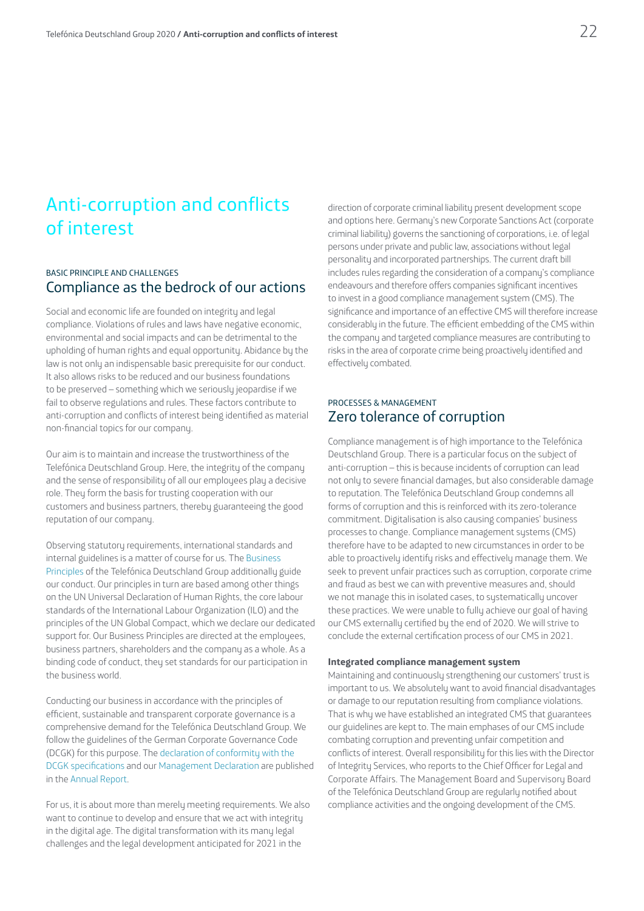# Anti-corruption and conflicts of interest

BASIC PRINCIPLE AND CHALLENGES

## Compliance as the bedrock of our actions

Social and economic life are founded on integrity and legal compliance. Violations of rules and laws have negative economic, environmental and social impacts and can be detrimental to the upholding of human rights and equal opportunity. Abidance by the law is not only an indispensable basic prerequisite for our conduct. It also allows risks to be reduced and our business foundations to be preserved – something which we seriously jeopardise if we fail to observe regulations and rules. These factors contribute to anti-corruption and conflicts of interest being identified as material non-financial topics for our company.

Our aim is to maintain and increase the trustworthiness of the Telefónica Deutschland Group. Here, the integrity of the company and the sense of responsibility of all our employees play a decisive role. They form the basis for trusting cooperation with our customers and business partners, thereby guaranteeing the good reputation of our company.

Observing statutory requirements, international standards and internal guidelines is a matter of course for us. The Business Principles of the Telefónica Deutschland Group additionally guide our conduct. Our principles in turn are based among other things on the UN Universal Declaration of Human Rights, the core labour standards of the International Labour Organization (ILO) and the principles of the UN Global Compact, which we declare our dedicated support for. Our Business Principles are directed at the employees, business partners, shareholders and the company as a whole. As a binding code of conduct, they set standards for our participation in the business world.

Conducting our business in accordance with the principles of efficient, sustainable and transparent corporate governance is a comprehensive demand for the Telefónica Deutschland Group. We follow the guidelines of the German Corporate Governance Code (DCGK) for this purpose. The declaration of conformity with the DCGK specifications and our Management Declaration are published in the Annual Report.

For us, it is about more than merely meeting requirements. We also want to continue to develop and ensure that we act with integrity in the digital age. The digital transformation with its many legal challenges and the legal development anticipated for 2021 in the direction of corporate criminal liability present development scope and options here. Germany's new Corporate Sanctions Act (corporate criminal liability) governs the sanctioning of corporations, i.e. of legal persons under private and public law, associations without legal personality and incorporated partnerships. The current draft bill includes rules regarding the consideration of a company's compliance endeavours and therefore offers companies significant incentives to invest in a good compliance management system (CMS). The significance and importance of an effective CMS will therefore increase considerably in the future. The efficient embedding of the CMS within the company and targeted compliance measures are contributing to risks in the area of corporate crime being proactively identified and effectively combated.

PROCESSES & MANAGEMENT

## Zero tolerance of corruption

Compliance management is of high importance to the Telefónica Deutschland Group. There is a particular focus on the subject of anti-corruption – this is because incidents of corruption can lead not only to severe financial damages, but also considerable damage to reputation. The Telefónica Deutschland Group condemns all forms of corruption and this is reinforced with its zero-tolerance commitment. Digitalisation is also causing companies' business processes to change. Compliance management systems (CMS) therefore have to be adapted to new circumstances in order to be able to proactively identify risks and effectively manage them. We seek to prevent unfair practices such as corruption, corporate crime and fraud as best we can with preventive measures and, should we not manage this in isolated cases, to systematically uncover these practices. We were unable to fully achieve our goal of having our CMS externally certified by the end of 2020. We will strive to conclude the external certification process of our CMS in 2021.

**Integrated compliance management system**

Maintaining and continuously strengthening our customers' trust is important to us. We absolutely want to avoid financial disadvantages or damage to our reputation resulting from compliance violations. That is why we have established an integrated CMS that guarantees our guidelines are kept to. The main emphases of our CMS include combating corruption and preventing unfair competition and conflicts of interest. Overall responsibility for this lies with the Director of Integrity Services, who reports to the Chief Officer for Legal and Corporate Affairs. The Management Board and Supervisory Board of the Telefónica Deutschland Group are regularly notified about compliance activities and the ongoing development of the CMS.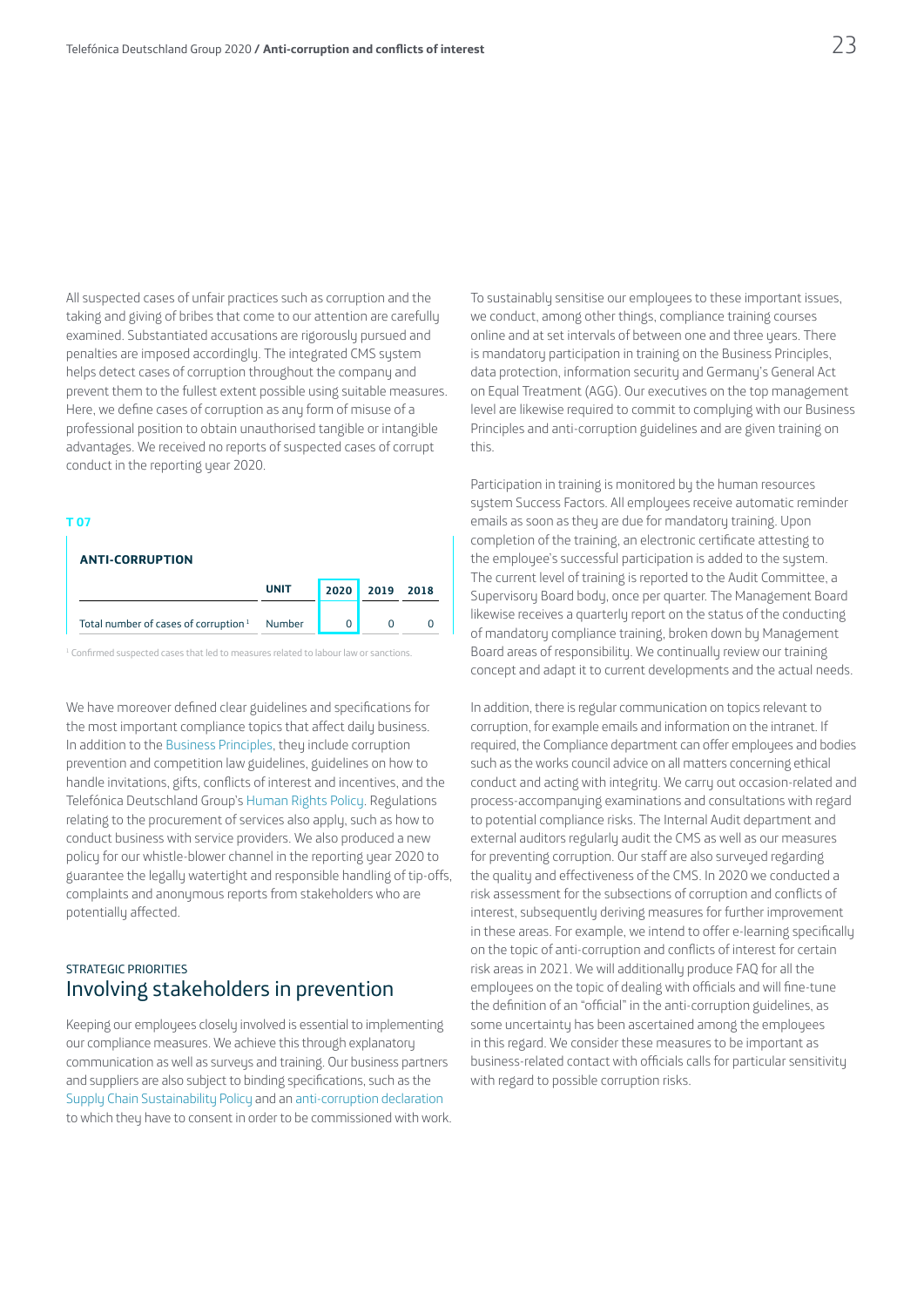All suspected cases of unfair practices such as corruption and the taking and giving of bribes that come to our attention are carefully examined. Substantiated accusations are rigorously pursued and penalties are imposed accordingly. The integrated CMS system helps detect cases of corruption throughout the company and prevent them to the fullest extent possible using suitable measures. Here, we define cases of corruption as any form of misuse of a professional position to obtain unauthorised tangible or intangible advantages. We received no reports of suspected cases of corrupt conduct in the reporting year 2020.

**T 07**

**ANTI-CORRUPTION**

| | UNIT | 2020 | 2019 | 2018 |
|---|---|---|---|---|
| Total number of cases of corruption [1] | Number | 0 | 0 | 0 |

[1] Confirmed suspected cases that led to measures related to labour law or sanctions.

We have moreover defined clear guidelines and specifications for the most important compliance topics that affect daily business. In addition to the Business Principles, they include corruption prevention and competition law guidelines, guidelines on how to handle invitations, gifts, conflicts of interest and incentives, and the Telefónica Deutschland Group's Human Rights Policy. Regulations relating to the procurement of services also apply, such as how to conduct business with service providers. We also produced a new policy for our whistle-blower channel in the reporting year 2020 to guarantee the legally watertight and responsible handling of tip-offs, complaints and anonymous reports from stakeholders who are potentially affected.

STRATEGIC PRIORITIES

## Involving stakeholders in prevention

Keeping our employees closely involved is essential to implementing our compliance measures. We achieve this through explanatory communication as well as surveys and training. Our business partners and suppliers are also subject to binding specifications, such as the Supply Chain Sustainability Policy and an anti-corruption declaration to which they have to consent in order to be commissioned with work.

To sustainably sensitise our employees to these important issues, we conduct, among other things, compliance training courses online and at set intervals of between one and three years. There is mandatory participation in training on the Business Principles, data protection, information security and Germany's General Act on Equal Treatment (AGG). Our executives on the top management level are likewise required to commit to complying with our Business Principles and anti-corruption guidelines and are given training on this.

Participation in training is monitored by the human resources system Success Factors. All employees receive automatic reminder emails as soon as they are due for mandatory training. Upon completion of the training, an electronic certificate attesting to the employee's successful participation is added to the system. The current level of training is reported to the Audit Committee, a Supervisory Board body, once per quarter. The Management Board likewise receives a quarterly report on the status of the conducting of mandatory compliance training, broken down by Management Board areas of responsibility. We continually review our training concept and adapt it to current developments and the actual needs.

In addition, there is regular communication on topics relevant to corruption, for example emails and information on the intranet. If required, the Compliance department can offer employees and bodies such as the works council advice on all matters concerning ethical conduct and acting with integrity. We carry out occasion-related and process-accompanying examinations and consultations with regard to potential compliance risks. The Internal Audit department and external auditors regularly audit the CMS as well as our measures for preventing corruption. Our staff are also surveyed regarding the quality and effectiveness of the CMS. In 2020 we conducted a risk assessment for the subsections of corruption and conflicts of interest, subsequently deriving measures for further improvement in these areas. For example, we intend to offer e-learning specifically on the topic of anti-corruption and conflicts of interest for certain risk areas in 2021. We will additionally produce FAQ for all the employees on the topic of dealing with officials and will fine-tune the definition of an "official" in the anti-corruption guidelines, as some uncertainty has been ascertained among the employees in this regard. We consider these measures to be important as business-related contact with officials calls for particular sensitivity with regard to possible corruption risks.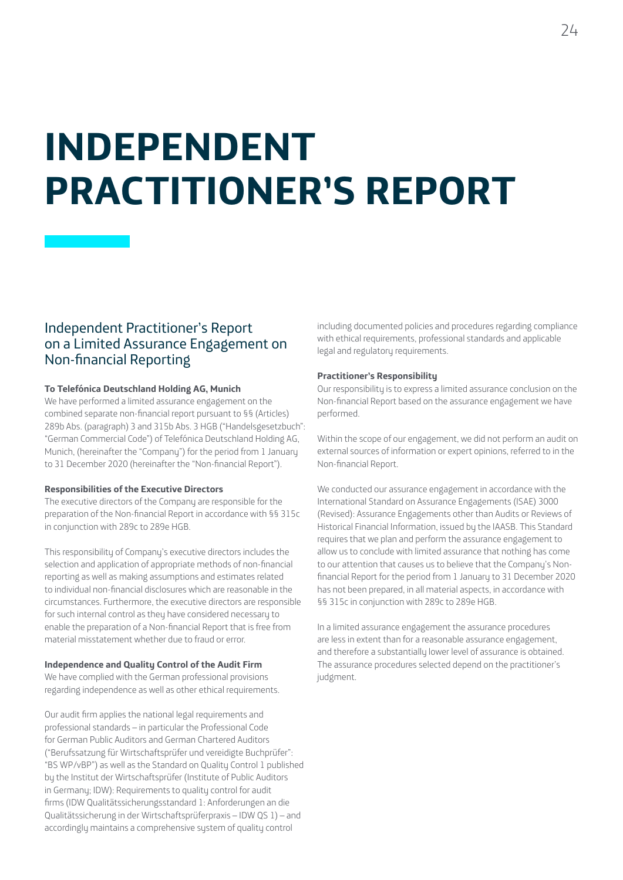# INDEPENDENT PRACTITIONER'S REPORT

## Independent Practitioner's Report on a Limited Assurance Engagement on Non-financial Reporting

**To Telefónica Deutschland Holding AG, Munich**

We have performed a limited assurance engagement on the combined separate non-financial report pursuant to §§ (Articles) 289b Abs. (paragraph) 3 and 315b Abs. 3 HGB ("Handelsgesetzbuch": "German Commercial Code") of Telefónica Deutschland Holding AG, Munich, (hereinafter the "Company") for the period from 1 January to 31 December 2020 (hereinafter the "Non-financial Report").

**Responsibilities of the Executive Directors**

The executive directors of the Company are responsible for the preparation of the Non-financial Report in accordance with §§ 315c in conjunction with 289c to 289e HGB.

This responsibility of Company's executive directors includes the selection and application of appropriate methods of non-financial reporting as well as making assumptions and estimates related to individual non-financial disclosures which are reasonable in the circumstances. Furthermore, the executive directors are responsible for such internal control as they have considered necessary to enable the preparation of a Non-financial Report that is free from material misstatement whether due to fraud or error.

**Independence and Quality Control of the Audit Firm**

We have complied with the German professional provisions regarding independence as well as other ethical requirements.

Our audit firm applies the national legal requirements and professional standards – in particular the Professional Code for German Public Auditors and German Chartered Auditors ("Berufssatzung für Wirtschaftsprüfer und vereidigte Buchprüfer": "BS WP/vBP") as well as the Standard on Quality Control 1 published by the Institut der Wirtschaftsprüfer (Institute of Public Auditors in Germany; IDW): Requirements to quality control for audit firms (IDW Qualitätssicherungsstandard 1: Anforderungen an die Qualitätssicherung in der Wirtschaftsprüferpraxis – IDW QS 1) – and accordingly maintains a comprehensive system of quality control including documented policies and procedures regarding compliance with ethical requirements, professional standards and applicable legal and regulatory requirements.

**Practitioner's Responsibility**

Our responsibility is to express a limited assurance conclusion on the Non-financial Report based on the assurance engagement we have performed.

Within the scope of our engagement, we did not perform an audit on external sources of information or expert opinions, referred to in the Non-financial Report.

We conducted our assurance engagement in accordance with the International Standard on Assurance Engagements (ISAE) 3000 (Revised): Assurance Engagements other than Audits or Reviews of Historical Financial Information, issued by the IAASB. This Standard requires that we plan and perform the assurance engagement to allow us to conclude with limited assurance that nothing has come to our attention that causes us to believe that the Company's Non-financial Report for the period from 1 January to 31 December 2020 has not been prepared, in all material aspects, in accordance with §§ 315c in conjunction with 289c to 289e HGB.

In a limited assurance engagement the assurance procedures are less in extent than for a reasonable assurance engagement, and therefore a substantially lower level of assurance is obtained. The assurance procedures selected depend on the practitioner's judgment.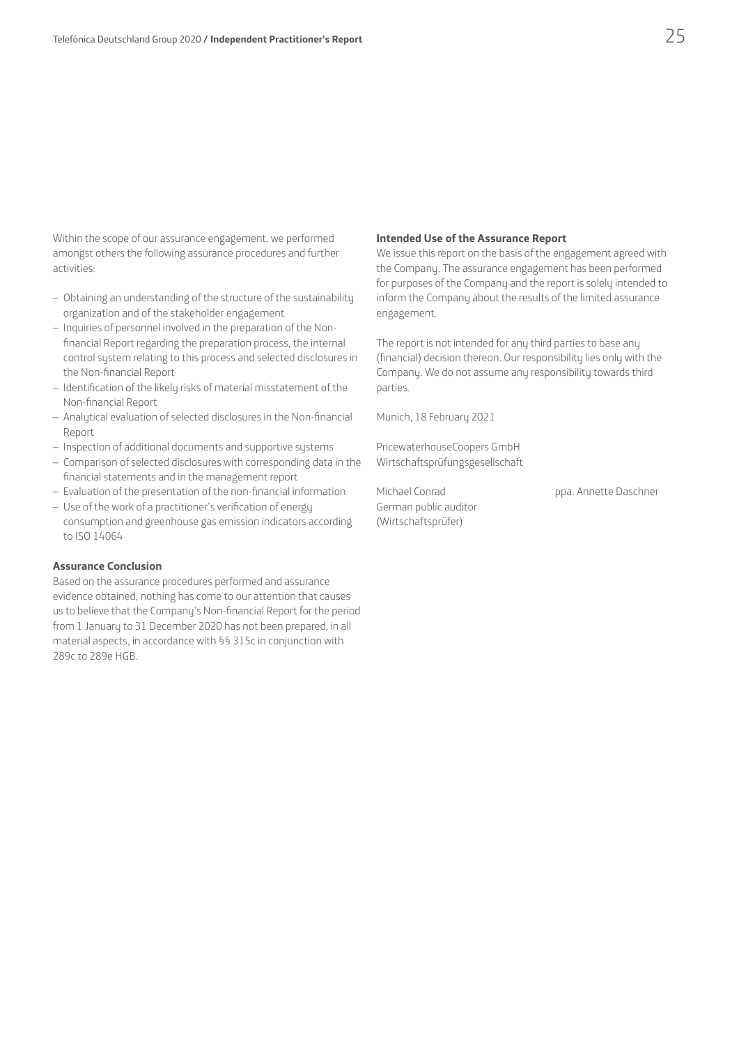Within the scope of our assurance engagement, we performed amongst others the following assurance procedures and further activities:

- Obtaining an understanding of the structure of the sustainability organization and of the stakeholder engagement
- Inquiries of personnel involved in the preparation of the Non-financial Report regarding the preparation process, the internal control system relating to this process and selected disclosures in the Non-financial Report
- Identification of the likely risks of material misstatement of the Non-financial Report
- Analytical evaluation of selected disclosures in the Non-financial Report
- Inspection of additional documents and supportive systems
- Comparison of selected disclosures with corresponding data in the financial statements and in the management report
- Evaluation of the presentation of the non-financial information
- Use of the work of a practitioner's verification of energy consumption and greenhouse gas emission indicators according to ISO 14064

**Assurance Conclusion**

Based on the assurance procedures performed and assurance evidence obtained, nothing has come to our attention that causes us to believe that the Company's Non-financial Report for the period from 1 January to 31 December 2020 has not been prepared, in all material aspects, in accordance with §§ 315c in conjunction with 289c to 289e HGB.

**Intended Use of the Assurance Report**

We issue this report on the basis of the engagement agreed with the Company. The assurance engagement has been performed for purposes of the Company and the report is solely intended to inform the Company about the results of the limited assurance engagement.

The report is not intended for any third parties to base any (financial) decision thereon. Our responsibility lies only with the Company. We do not assume any responsibility towards third parties.

Munich, 18 February 2021

PricewaterhouseCoopers GmbH
Wirtschaftsprüfungsgesellschaft

Michael Conrad
German public auditor
(Wirtschaftsprüfer)

ppa. Annette Daschner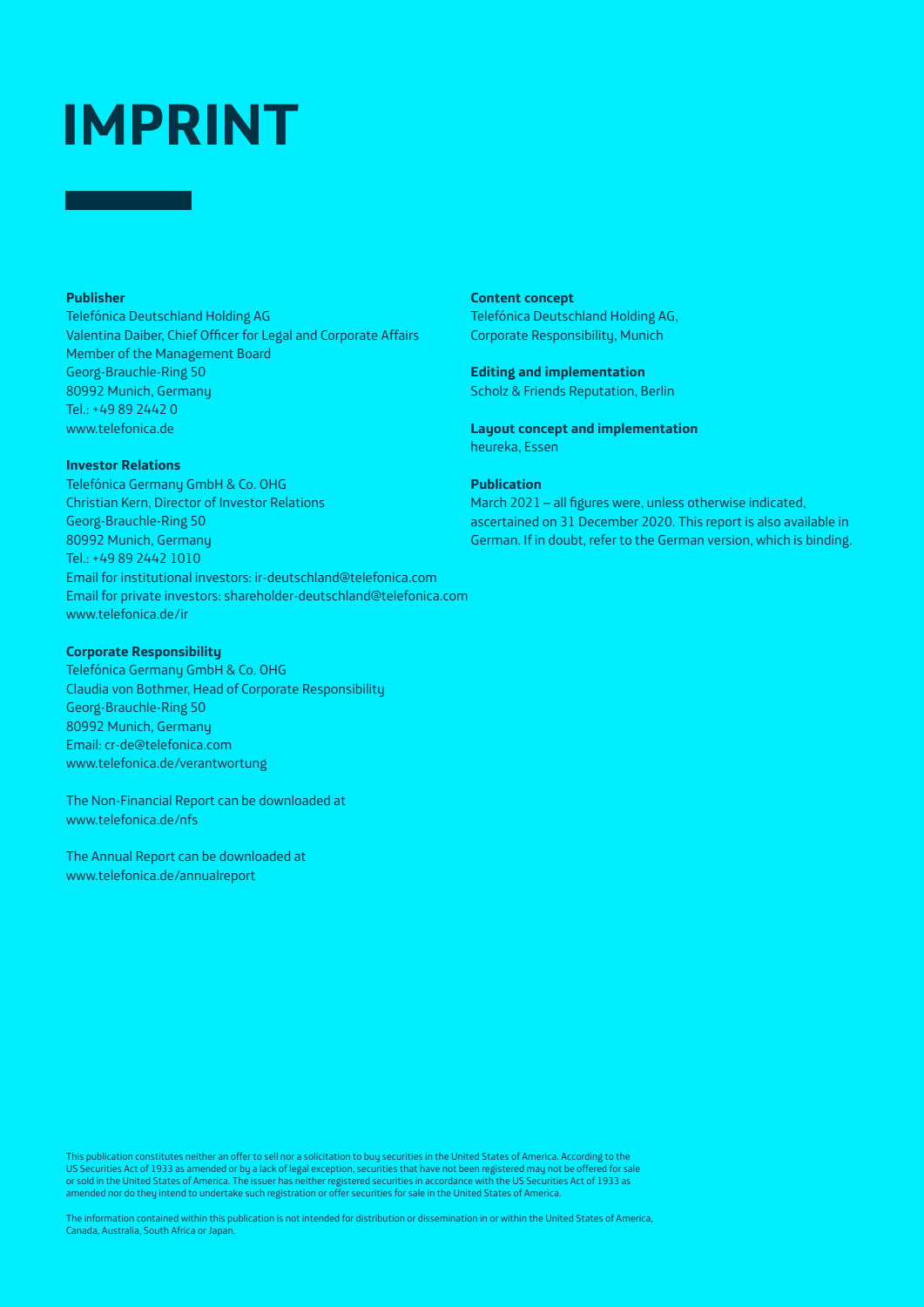# IMPRINT

**Publisher**
Telefónica Deutschland Holding AG
Valentina Daiber, Chief Officer for Legal and Corporate Affairs
Member of the Management Board
Georg-Brauchle-Ring 50
80992 Munich, Germany
Tel.: +49 89 2442 0
www.telefonica.de

**Investor Relations**
Telefónica Germany GmbH & Co. OHG
Christian Kern, Director of Investor Relations
Georg-Brauchle-Ring 50
80992 Munich, Germany
Tel.: +49 89 2442 1010
Email for institutional investors: ir-deutschland@telefonica.com
Email for private investors: shareholder-deutschland@telefonica.com
www.telefonica.de/ir

**Corporate Responsibility**
Telefónica Germany GmbH & Co. OHG
Claudia von Bothmer, Head of Corporate Responsibility
Georg-Brauchle-Ring 50
80992 Munich, Germany
Email: cr-de@telefonica.com
www.telefonica.de/verantwortung

The Non-Financial Report can be downloaded at
www.telefonica.de/nfs

The Annual Report can be downloaded at
www.telefonica.de/annualreport

**Content concept**
Telefónica Deutschland Holding AG,
Corporate Responsibility, Munich

**Editing and implementation**
Scholz & Friends Reputation, Berlin

**Layout concept and implementation**
heureka, Essen

**Publication**
March 2021 – all figures were, unless otherwise indicated, ascertained on 31 December 2020. This report is also available in German. If in doubt, refer to the German version, which is binding.

This publication constitutes neither an offer to sell nor a solicitation to buy securities in the United States of America. According to the US Securities Act of 1933 as amended or by a lack of legal exception, securities that have not been registered may not be offered for sale or sold in the United States of America. The issuer has neither registered securities in accordance with the US Securities Act of 1933 as amended nor do they intend to undertake such registration or offer securities for sale in the United States of America.

The information contained within this publication is not intended for distribution or dissemination in or within the United States of America, Canada, Australia, South Africa or Japan.